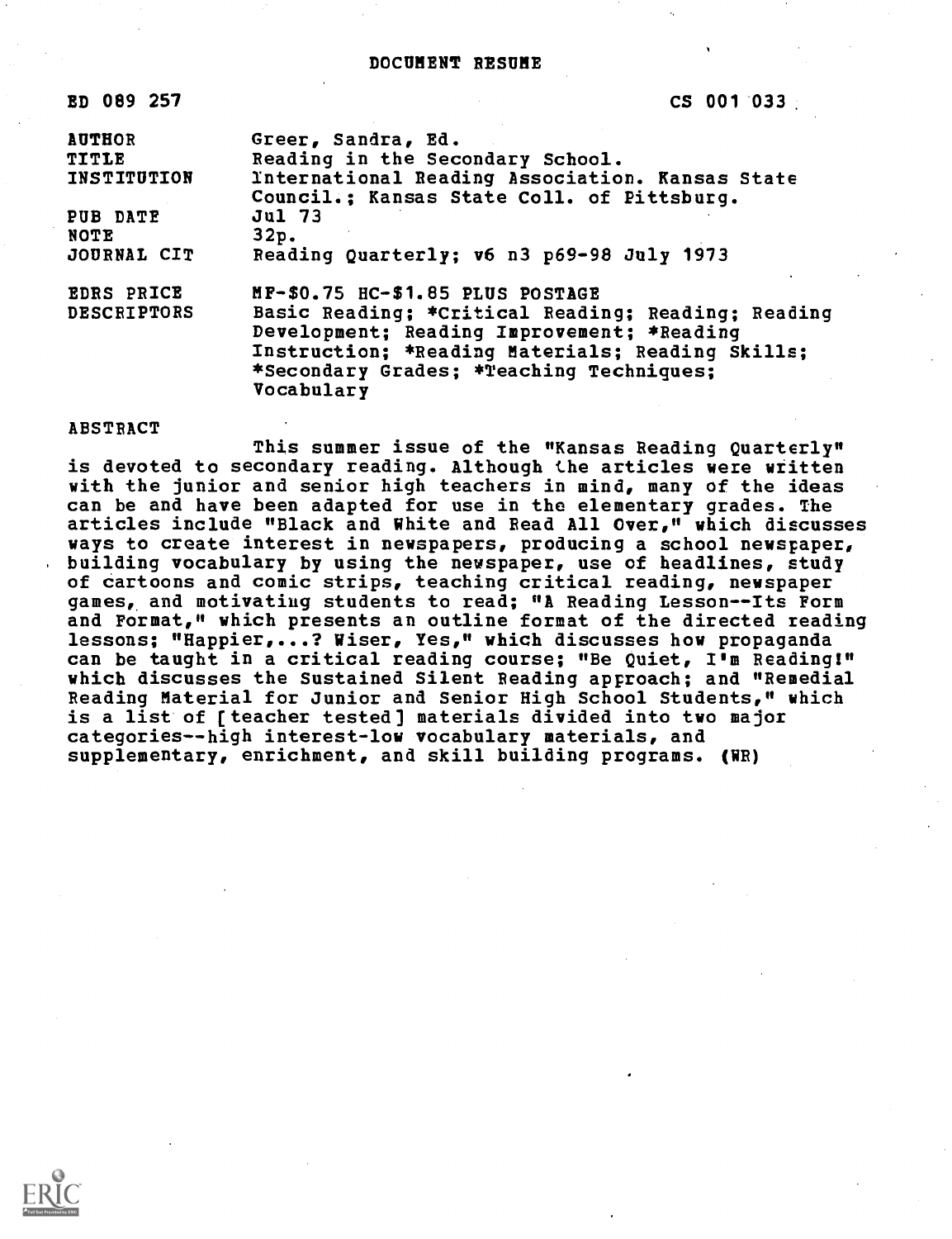# DOCUMENT RESUME

| | |
|---|---|
| ED 089 257 | CS 001 033 |
| AUTHOR | Greer, Sandra, Ed. |
| TITLE | Reading in the Secondary School. |
| INSTITUTION | International Reading Association. Kansas State Council.; Kansas State Coll. of Pittsburg. |
| PUB DATE | Jul 73 |
| NOTE | 32p. |
| JOURNAL CIT | Reading Quarterly; v6 n3 p69-98 July 1973 |
| EDRS PRICE | MF-$0.75 HC-$1.85 PLUS POSTAGE |
| DESCRIPTORS | Basic Reading; *Critical Reading; Reading; Reading Development; Reading Improvement; *Reading Instruction; *Reading Materials; Reading Skills; *Secondary Grades; *Teaching Techniques; Vocabulary |

ABSTRACT

This summer issue of the "Kansas Reading Quarterly" is devoted to secondary reading. Although the articles were written with the junior and senior high teachers in mind, many of the ideas can be and have been adapted for use in the elementary grades. The articles include "Black and White and Read All Over," which discusses ways to create interest in newspapers, producing a school newspaper, building vocabulary by using the newspaper, use of headlines, study of cartoons and comic strips, teaching critical reading, newspaper games, and motivating students to read; "A Reading Lesson--Its Form and Format," which presents an outline format of the directed reading lessons; "Happier,...? Wiser, Yes," which discusses how propaganda can be taught in a critical reading course; "Be Quiet, I'm Reading!" which discusses the Sustained Silent Reading approach; and "Remedial Reading Material for Junior and Senior High School Students," which is a list of [teacher tested] materials divided into two major categories--high interest-low vocabulary materials, and supplementary, enrichment, and skill building programs. (WR)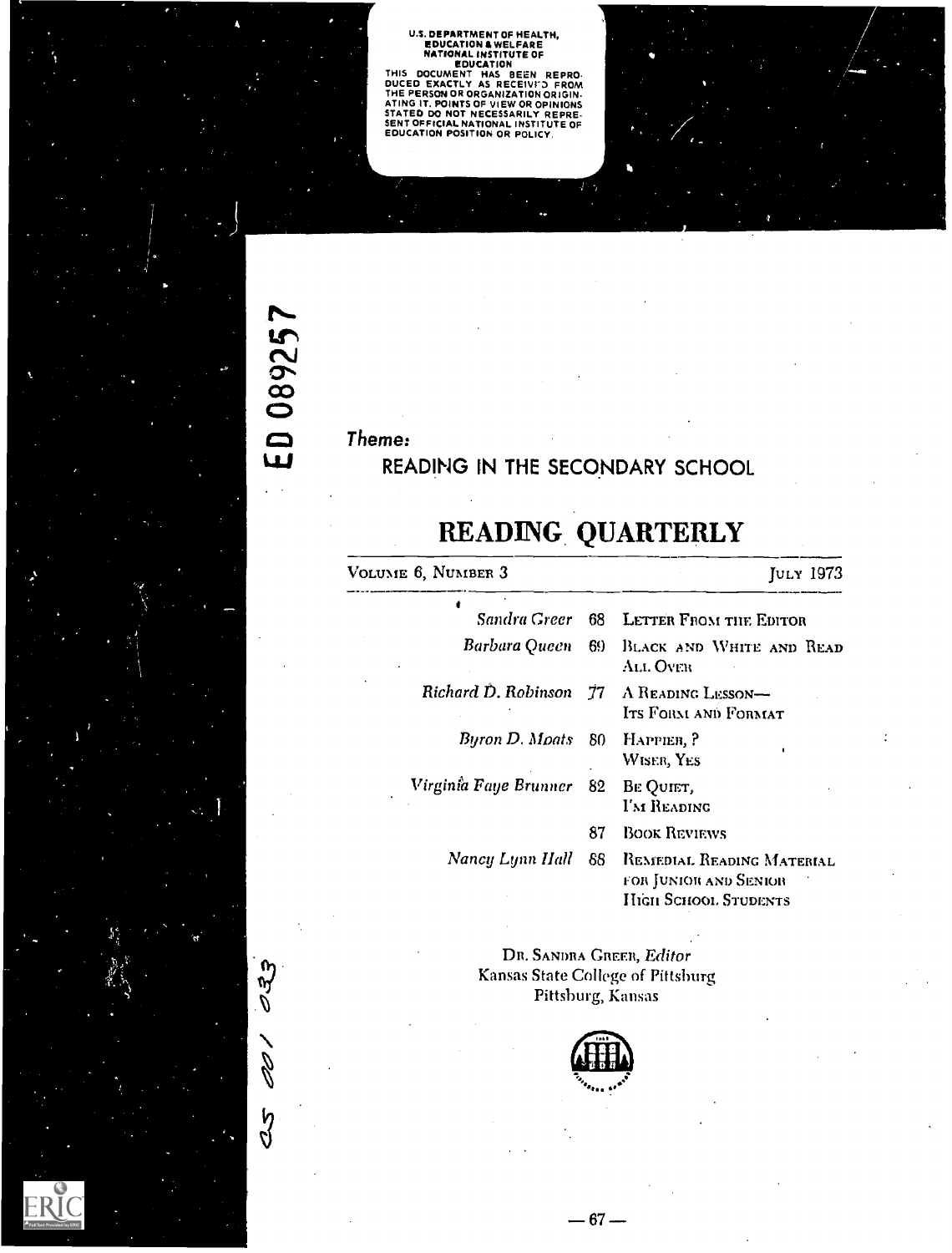U.S. DEPARTMENT OF HEALTH, EDUCATION & WELFARE NATIONAL INSTITUTE OF EDUCATION
THIS DOCUMENT HAS BEEN REPRODUCED EXACTLY AS RECEIVED FROM THE PERSON OR ORGANIZATION ORIGINATING IT. POINTS OF VIEW OR OPINIONS STATED DO NOT NECESSARILY REPRESENT OFFICIAL NATIONAL INSTITUTE OF EDUCATION POSITION OR POLICY.

ED 089257

*Theme:*

READING IN THE SECONDARY SCHOOL

# READING QUARTERLY

VOLUME 6, NUMBER 3 — JULY 1973

| | | |
|---|---|---|
| *Sandra Greer* | 68 | LETTER FROM THE EDITOR |
| *Barbara Queen* | 69 | BLACK AND WHITE AND READ ALL OVER |
| *Richard D. Robinson* | 77 | A READING LESSON— ITS FORM AND FORMAT |
| *Byron D. Moats* | 80 | HAPPIER, ? WISER, YES |
| *Virginia Faye Brunner* | 82 | BE QUIET, I'M READING |
| | 87 | BOOK REVIEWS |
| *Nancy Lynn Hall* | 88 | REMEDIAL READING MATERIAL FOR JUNIOR AND SENIOR HIGH SCHOOL STUDENTS |

DR. SANDRA GREER, *Editor*
Kansas State College of Pittsburg
Pittsburg, Kansas

CS 001 033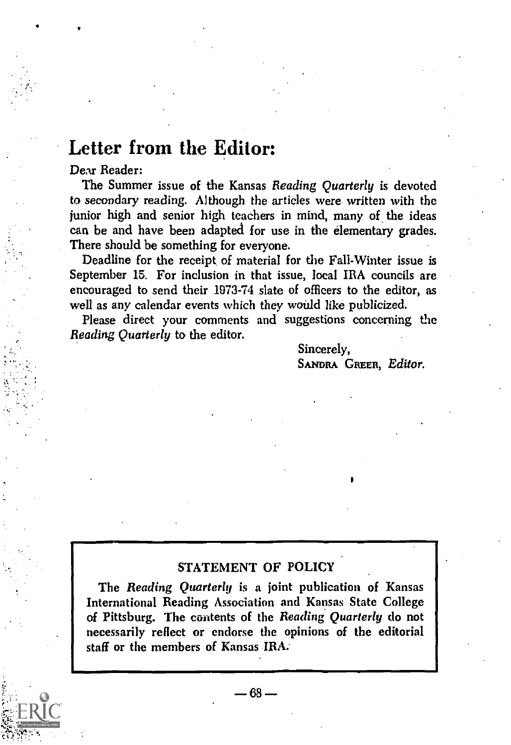# Letter from the Editor:

Dear Reader:

The Summer issue of the Kansas *Reading Quarterly* is devoted to secondary reading. Although the articles were written with the junior high and senior high teachers in mind, many of the ideas can be and have been adapted for use in the elementary grades. There should be something for everyone.

Deadline for the receipt of material for the Fall-Winter issue is September 15. For inclusion in that issue, local IRA councils are encouraged to send their 1973-74 slate of officers to the editor, as well as any calendar events which they would like publicized.

Please direct your comments and suggestions concerning the *Reading Quarterly* to the editor.

Sincerely,
SANDRA GREER, *Editor.*

---

STATEMENT OF POLICY

The *Reading Quarterly* is a joint publication of Kansas International Reading Association and Kansas State College of Pittsburg. The contents of the *Reading Quarterly* do not necessarily reflect or endorse the opinions of the editorial staff or the members of Kansas IRA.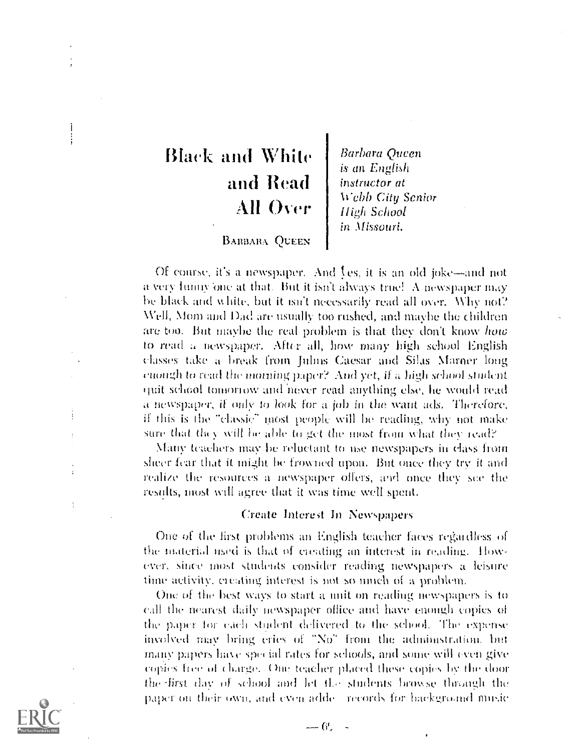# Black and White and Read All Over

BARBARA QUEEN

*Barbara Queen is an English instructor at Webb City Senior High School in Missouri.*

Of course, it's a newspaper. And yes, it is an old joke—and not a very funny one at that. But it isn't always true! A newspaper may be black and white, but it isn't necessarily read all over. Why not? Well, Mom and Dad are usually too rushed, and maybe the children are too. But maybe the real problem is that they don't know *how* to read a newspaper. After all, how many high school English classes take a break from Julius Caesar and Silas Marner long enough to read the morning paper? And yet, if a high school student quit school tomorrow and never read anything else, he would read a newspaper, if only to look for a job in the want ads. Therefore, if this is the "classic" most people will be reading, why not make sure that they will be able to get the most from what they read?

Many teachers may be reluctant to use newspapers in class from sheer fear that it might be frowned upon. But once they try it and realize the resources a newspaper offers, and once they see the results, most will agree that it was time well spent.

## Create Interest In Newspapers

One of the first problems an English teacher faces regardless of the material used is that of creating an interest in reading. However, since most students consider reading newspapers a leisure time activity, creating interest is not so much of a problem.

One of the best ways to start a unit on reading newspapers is to call the nearest daily newspaper office and have enough copies of the paper for each student delivered to the school. The expense involved may bring cries of "No" from the administration, but many papers have special rates for schools, and some will even give copies free of charge. One teacher placed these copies by the door the first day of school and let the students browse through the paper on their own, and even added records for background music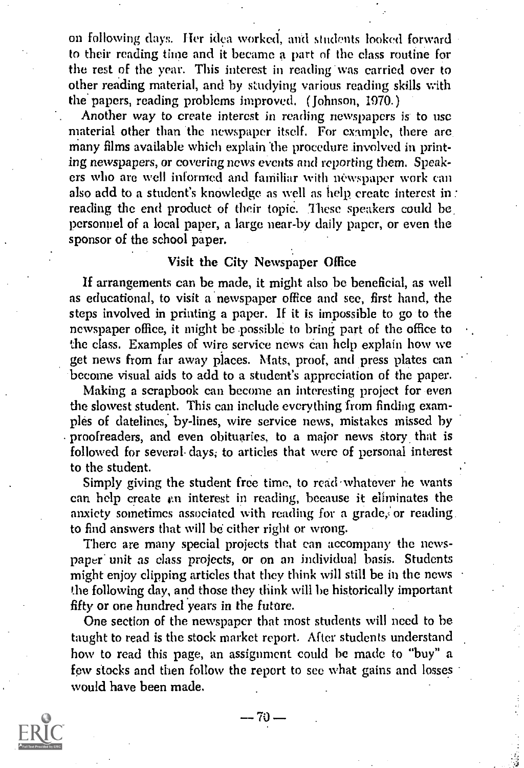on following days. Her idea worked, and students looked forward to their reading time and it became a part of the class routine for the rest of the year. This interest in reading was carried over to other reading material, and by studying various reading skills with the papers, reading problems improved. (Johnson, 1970.)

Another way to create interest in reading newspapers is to use material other than the newspaper itself. For example, there are many films available which explain the procedure involved in printing newspapers, or covering news events and reporting them. Speakers who are well informed and familiar with newspaper work can also add to a student's knowledge as well as help create interest in reading the end product of their topic. These speakers could be personnel of a local paper, a large near-by daily paper, or even the sponsor of the school paper.

### Visit the City Newspaper Office

If arrangements can be made, it might also be beneficial, as well as educational, to visit a newspaper office and see, first hand, the steps involved in printing a paper. If it is impossible to go to the newspaper office, it might be possible to bring part of the office to the class. Examples of wire service news can help explain how we get news from far away places. Mats, proof, and press plates can become visual aids to add to a student's appreciation of the paper.

Making a scrapbook can become an interesting project for even the slowest student. This can include everything from finding examples of datelines, by-lines, wire service news, mistakes missed by proofreaders, and even obituaries, to a major news story that is followed for several days, to articles that were of personal interest to the student.

Simply giving the student free time, to read whatever he wants can help create an interest in reading, because it eliminates the anxiety sometimes associated with reading for a grade, or reading to find answers that will be either right or wrong.

There are many special projects that can accompany the newspaper unit as class projects, or on an individual basis. Students might enjoy clipping articles that they think will still be in the news the following day, and those they think will be historically important fifty or one hundred years in the future.

One section of the newspaper that most students will need to be taught to read is the stock market report. After students understand how to read this page, an assignment could be made to "buy" a few stocks and then follow the report to see what gains and losses would have been made.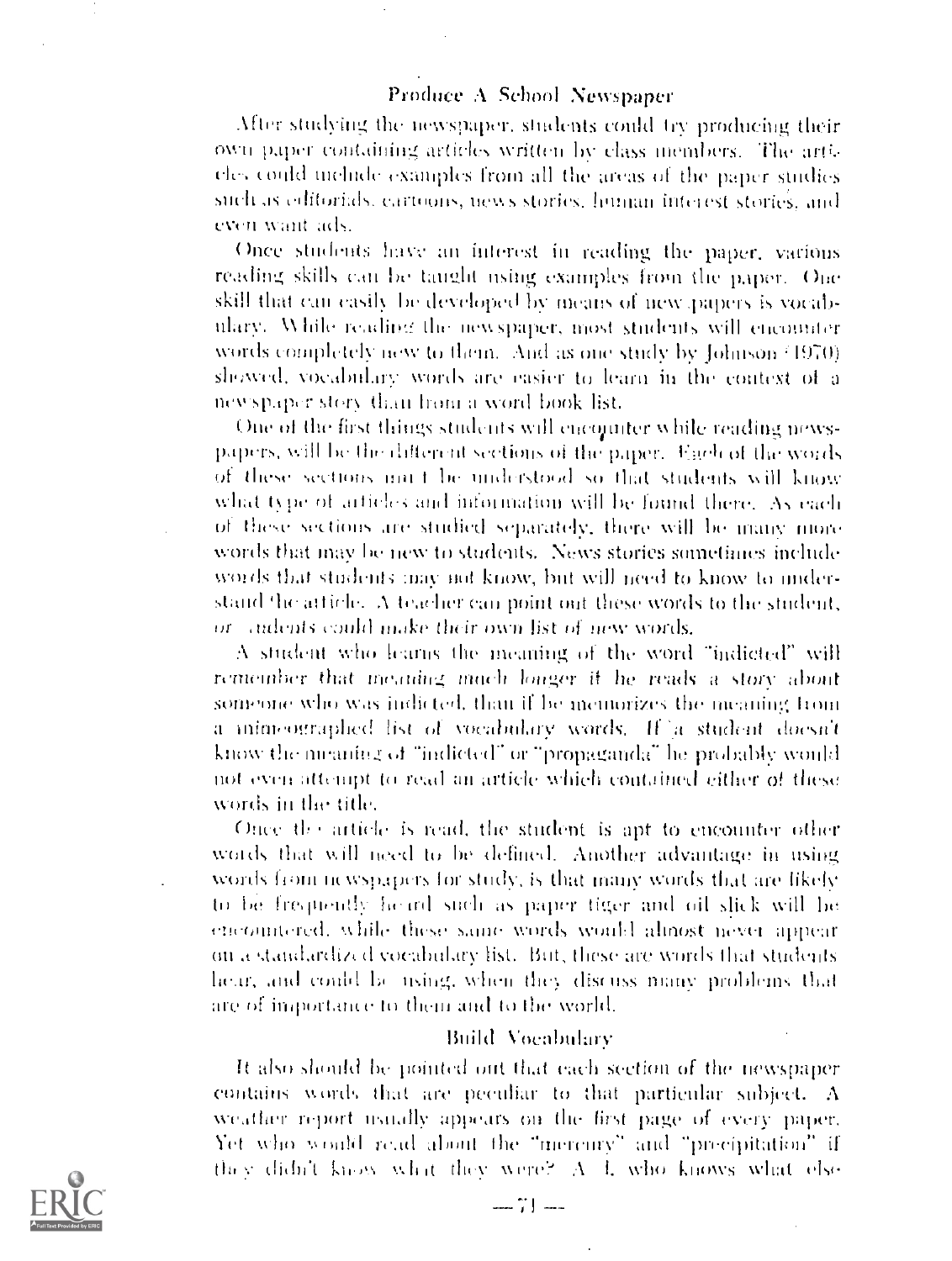### Produce A School Newspaper

After studying the newspaper, students could try producing their own paper containing articles written by class members. The articles could include examples from all the areas of the paper studies such as editorials, cartoons, news stories, human interest stories, and even want ads.

Once students have an interest in reading the paper, various reading skills can be taught using examples from the paper. One skill that can easily be developed by means of newspapers is vocabulary. While reading the newspaper, most students will encounter words completely new to them. And as one study by Johnson (1970) showed, vocabulary words are easier to learn in the context of a newspaper story than from a word book list.

One of the first things students will encounter while reading newspapers, will be the different sections of the paper. Each of the words of these sections must be understood so that students will know what type of articles and information will be found there. As each of these sections are studied separately, there will be many more words that may be new to students. News stories sometimes include words that students may not know, but will need to know to understand the article. A teacher can point out these words to the student, *or students could make their own list of new words.*

A student who learns the meaning of the word "indicted" will *remember that meaning much longer if he reads* a story about someone who was indicted, than if he memorizes the meaning from a mimeographed list of vocabulary words. If a student doesn't know the meaning of "indicted" or "propaganda" he probably would not even attempt to read an article which contained either of these words in the title.

Once the article is read, the student is apt to encounter other words that will need to be defined. Another advantage in using words from newspapers for study, is that many words that are likely to be frequently heard such as paper tiger and oil slick will be encountered, while these same words would almost never appear on a standardized vocabulary list. But, these are words that students hear, and could be using, when they discuss many problems that are of importance to them and to the world.

### Build Vocabulary

It also should be pointed out that each section of the newspaper contains words that are peculiar to that particular subject. A weather report usually appears on the first page of every paper. Yet who would read about the "mercury" and "precipitation" if they didn't know what they were? And, who knows what else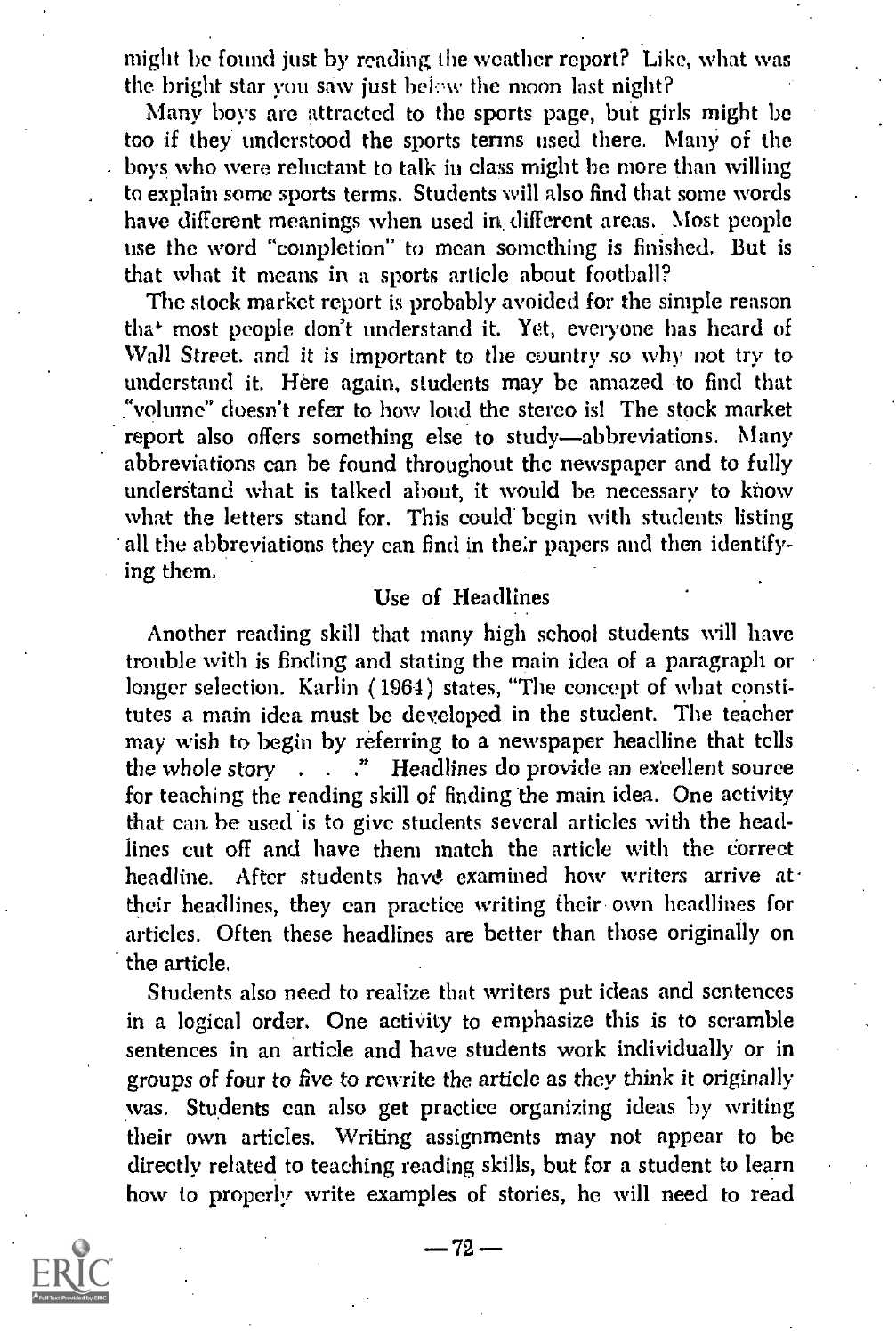might be found just by reading the weather report? Like, what was the bright star you saw just below the moon last night?

Many boys are attracted to the sports page, but girls might be too if they understood the sports terms used there. Many of the boys who were reluctant to talk in class might be more than willing to explain some sports terms. Students will also find that some words have different meanings when used in different areas. Most people use the word "completion" to mean something is finished. But is that what it means in a sports article about football?

The stock market report is probably avoided for the simple reason that most people don't understand it. Yet, everyone has heard of Wall Street, and it is important to the country so why not try to understand it. Here again, students may be amazed to find that "volume" doesn't refer to how loud the stereo is! The stock market report also offers something else to study—abbreviations. Many abbreviations can be found throughout the newspaper and to fully understand what is talked about, it would be necessary to know what the letters stand for. This could begin with students listing all the abbreviations they can find in their papers and then identifying them.

## Use of Headlines

Another reading skill that many high school students will have trouble with is finding and stating the main idea of a paragraph or longer selection. Karlin (1964) states, "The concept of what constitutes a main idea must be developed in the student. The teacher may wish to begin by referring to a newspaper headline that tells the whole story . . ." Headlines do provide an excellent source for teaching the reading skill of finding the main idea. One activity that can be used is to give students several articles with the headlines cut off and have them match the article with the correct headline. After students have examined how writers arrive at their headlines, they can practice writing their own headlines for articles. Often these headlines are better than those originally on the article.

Students also need to realize that writers put ideas and sentences in a logical order. One activity to emphasize this is to scramble sentences in an article and have students work individually or in groups of four to five to rewrite the article as they think it originally was. Students can also get practice organizing ideas by writing their own articles. Writing assignments may not appear to be directly related to teaching reading skills, but for a student to learn how to properly write examples of stories, he will need to read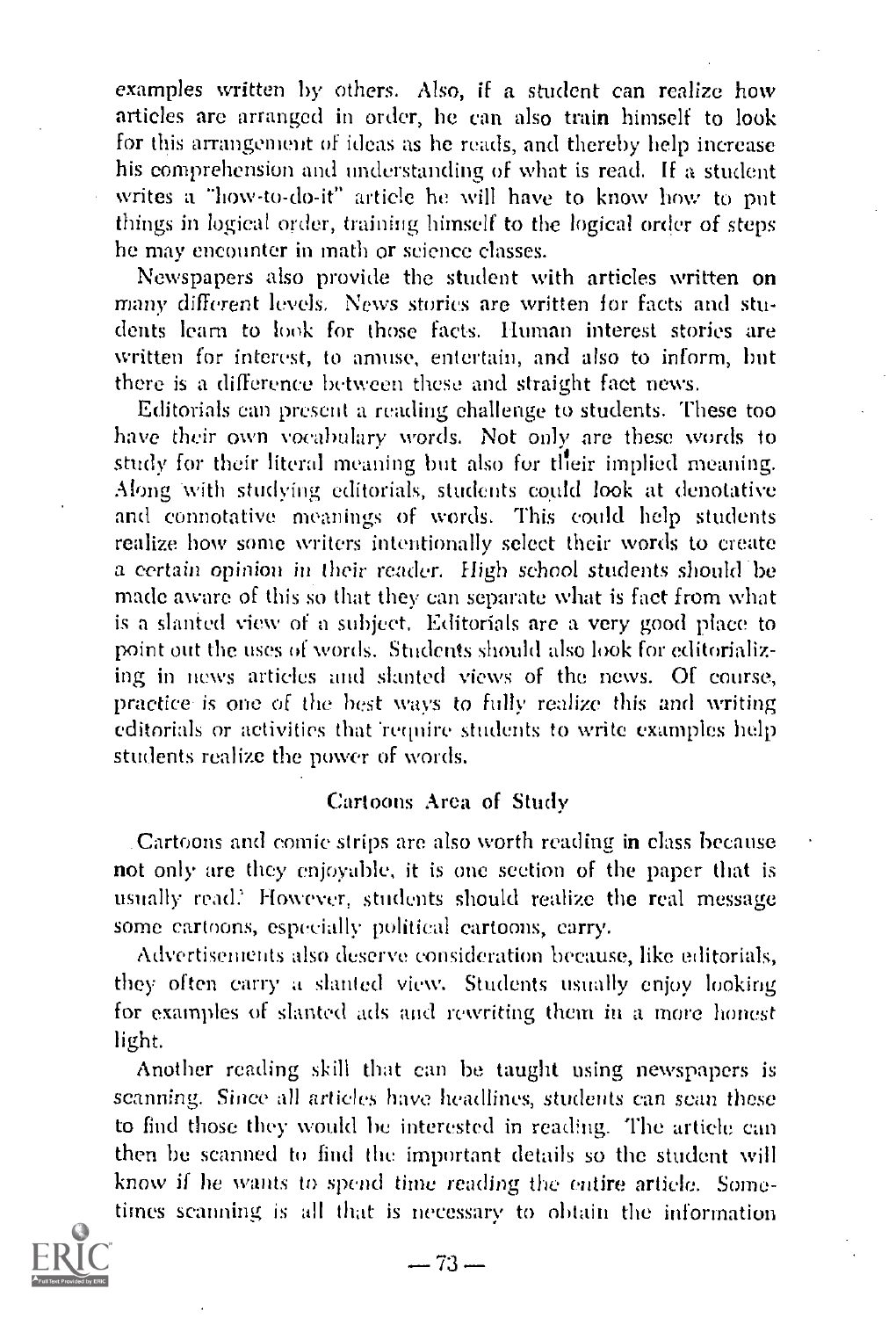examples written by others. Also, if a student can realize how articles are arranged in order, he can also train himself to look for this arrangement of ideas as he reads, and thereby help increase his comprehension and understanding of what is read. If a student writes a "how-to-do-it" article he will have to know how to put things in logical order, training himself to the logical order of steps he may encounter in math or science classes.

Newspapers also provide the student with articles written on many different levels. News stories are written for facts and students learn to look for those facts. Human interest stories are written for interest, to amuse, entertain, and also to inform, but there is a difference between these and straight fact news.

Editorials can present a reading challenge to students. These too have their own vocabulary words. Not only are these words to study for their literal meaning but also for their implied meaning. Along with studying editorials, students could look at denotative and connotative meanings of words. This could help students realize how some writers intentionally select their words to create a certain opinion in their reader. High school students should be made aware of this so that they can separate what is fact from what is a slanted view of a subject. Editorials are a very good place to point out the uses of words. Students should also look for editorializing in news articles and slanted views of the news. Of course, practice is one of the best ways to fully realize this and writing editorials or activities that require students to write examples help students realize the power of words.

## Cartoons Area of Study

Cartoons and comic strips are also worth reading in class because not only are they enjoyable, it is one section of the paper that is usually read. However, students should realize the real message some cartoons, especially political cartoons, carry.

Advertisements also deserve consideration because, like editorials, they often carry a slanted view. Students usually enjoy looking for examples of slanted ads and rewriting them in a more honest light.

Another reading skill that can be taught using newspapers is scanning. Since all articles have headlines, students can scan these to find those they would be interested in reading. The article can then be scanned to find the important details so the student will know if he wants to spend time reading the entire article. Sometimes scanning is all that is necessary to obtain the information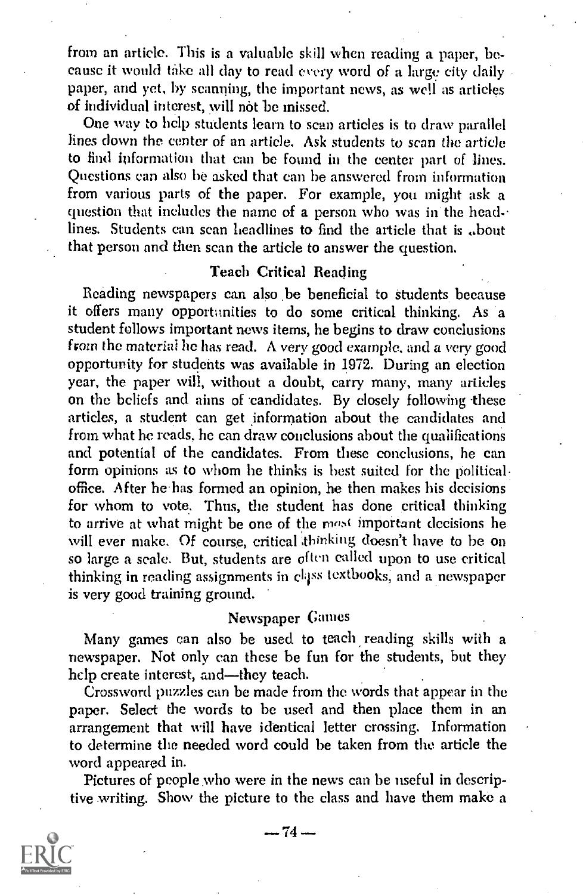from an article. This is a valuable skill when reading a paper, because it would take all day to read every word of a large city daily paper, and yet, by scanning, the important news, as well as articles of individual interest, will not be missed.

One way to help students learn to scan articles is to draw parallel lines down the center of an article. Ask students to scan the article to find information that can be found in the center part of lines. Questions can also be asked that can be answered from information from various parts of the paper. For example, you might ask a question that includes the name of a person who was in the headlines. Students can scan headlines to find the article that is about that person and then scan the article to answer the question.

### Teach Critical Reading

Reading newspapers can also be beneficial to students because it offers many opportunities to do some critical thinking. As a student follows important news items, he begins to draw conclusions from the material he has read. A very good example, and a very good opportunity for students was available in 1972. During an election year, the paper will, without a doubt, carry many, many articles on the beliefs and aims of candidates. By closely following these articles, a student can get information about the candidates and from what he reads, he can draw conclusions about the qualifications and potential of the candidates. From these conclusions, he can form opinions as to whom he thinks is best suited for the political office. After he has formed an opinion, he then makes his decisions for whom to vote. Thus, the student has done critical thinking to arrive at what might be one of the most important decisions he will ever make. Of course, critical thinking doesn't have to be on so large a scale. But, students are often called upon to use critical thinking in reading assignments in class textbooks, and a newspaper is very good training ground.

### Newspaper Games

Many games can also be used to teach reading skills with a newspaper. Not only can these be fun for the students, but they help create interest, and—they teach.

Crossword puzzles can be made from the words that appear in the paper. Select the words to be used and then place them in an arrangement that will have identical letter crossing. Information to determine the needed word could be taken from the article the word appeared in.

Pictures of people who were in the news can be useful in descriptive writing. Show the picture to the class and have them make a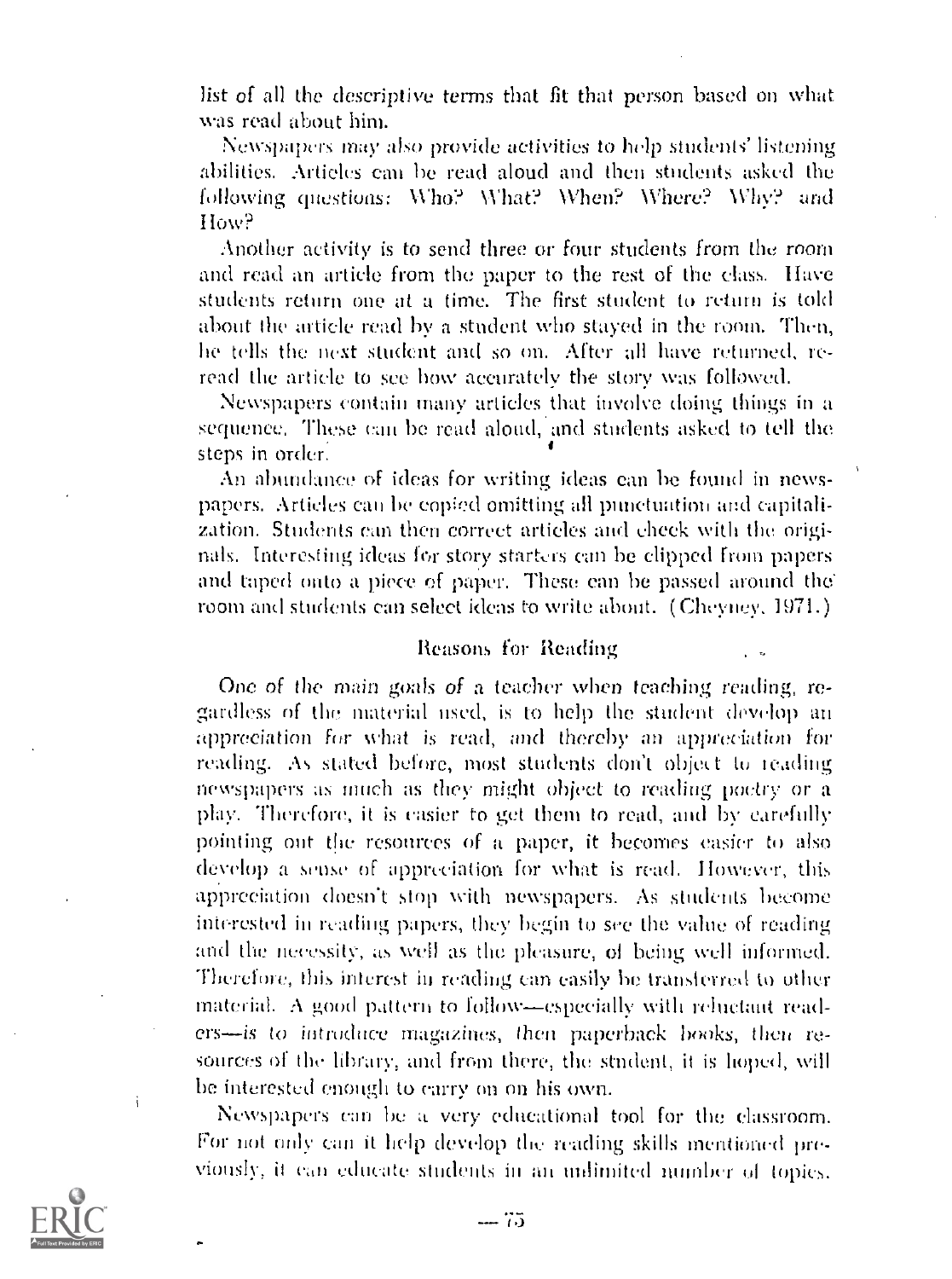list of all the descriptive terms that fit that person based on what was read about him.

Newspapers may also provide activities to help students' listening abilities. Articles can be read aloud and then students asked the following questions: Who? What? When? Where? Why? and How?

Another activity is to send three or four students from the room and read an article from the paper to the rest of the class. Have students return one at a time. The first student to return is told about the article read by a student who stayed in the room. Then, he tells the next student and so on. After all have returned, re-read the article to see how accurately the story was followed.

Newspapers contain many articles that involve doing things in a sequence. These can be read aloud, and students asked to tell the steps in order.

An abundance of ideas for writing ideas can be found in newspapers. Articles can be copied omitting all punctuation and capitalization. Students can then correct articles and check with the originals. Interesting ideas for story starters can be clipped from papers and taped onto a piece of paper. These can be passed around the room and students can select ideas to write about. (Cheyney, 1971.)

## Reasons for Reading

One of the main goals of a teacher when teaching reading, regardless of the material used, is to help the student develop an appreciation for what is read, and thereby an appreciation for reading. As stated before, most students don't object to reading newspapers as much as they might object to reading poetry or a play. Therefore, it is easier to get them to read, and by carefully pointing out the resources of a paper, it becomes easier to also develop a sense of appreciation for what is read. However, this appreciation doesn't stop with newspapers. As students become interested in reading papers, they begin to see the value of reading and the necessity, as well as the pleasure, of being well informed. Therefore, this interest in reading can easily be transferred to other material. A good pattern to follow—especially with reluctant readers—*is to introduce magazines, then paperback books, then re*sources of the library, and from there, the student, it is hoped, will be interested enough to carry on on his own.

Newspapers can be a very educational tool for the classroom. For not only can it help develop the reading skills mentioned previously, it can educate students in an unlimited number of topics.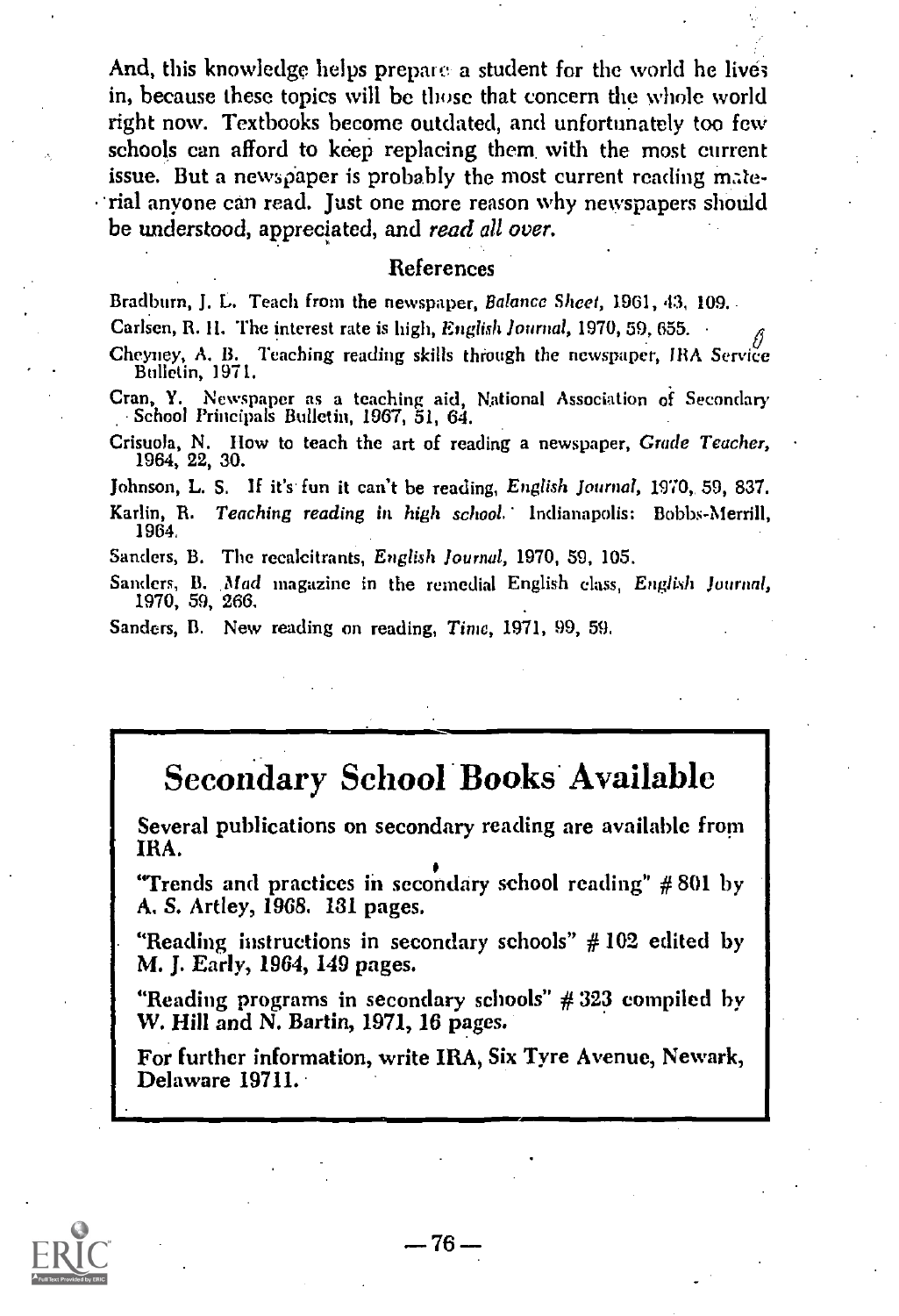And, this knowledge helps prepare a student for the world he lives in, because these topics will be those that concern the whole world right now. Textbooks become outdated, and unfortunately too few schools can afford to keep replacing them with the most current issue. But a newspaper is probably the most current reading material anyone can read. Just one more reason why newspapers should be understood, appreciated, and *read all over*.

## References

Bradburn, J. L. Teach from the newspaper, *Balance Sheet*, 1961, 43, 109.

Carlsen, R. H. The interest rate is high, *English Journal*, 1970, 59, 655.

Cheyney, A. B. Teaching reading skills through the newspaper, IRA Service Bulletin, 1971.

Cran, Y. Newspaper as a teaching aid, National Association of Secondary School Principals Bulletin, 1967, 51, 64.

Crisuola, N. How to teach the art of reading a newspaper, *Grade Teacher*, 1964, 22, 30.

Johnson, L. S. If it's fun it can't be reading, *English Journal*, 1970, 59, 837.

Karlin, R. *Teaching reading in high school.* Indianapolis: Bobbs-Merrill, 1964.

Sanders, B. The recalcitrants, *English Journal*, 1970, 59, 105.

Sanders, B. *Mad* magazine in the remedial English class, *English Journal*, 1970, 59, 266.

Sanders, B. New reading on reading, *Time*, 1971, 99, 59.

## Secondary School Books Available

Several publications on secondary reading are available from IRA.

"Trends and practices in secondary school reading" # 801 by A. S. Artley, 1968. 131 pages.

"Reading instructions in secondary schools" # 102 edited by M. J. Early, 1964, 149 pages.

"Reading programs in secondary schools" # 323 compiled by W. Hill and N. Bartin, 1971, 16 pages.

For further information, write IRA, Six Tyre Avenue, Newark, Delaware 19711.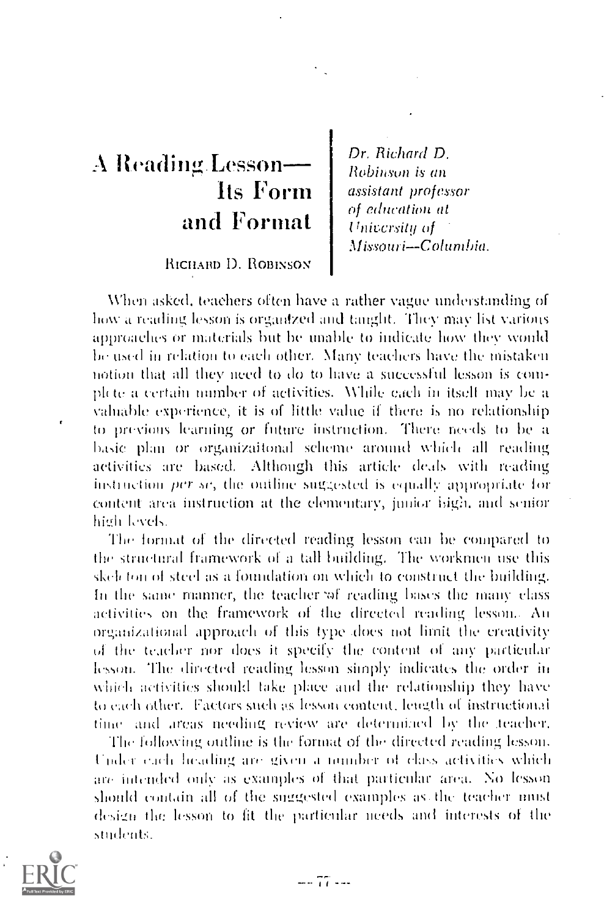# A Reading Lesson—Its Form and Format

RICHARD D. ROBINSON

*Dr. Richard D. Robinson is an assistant professor of education at University of Missouri—Columbia.*

When asked, teachers often have a rather vague understanding of how a reading lesson is organized and taught. They may list various approaches or materials but be unable to indicate how they would be used in relation to each other. Many teachers have the mistaken notion that all they need to do to have a successful lesson is complete a certain number of activities. While each in itself may be a valuable experience, it is of little value if there is no relationship to previous learning or future instruction. There needs to be a basic plan or organizaitonal scheme around which all reading activities are based. Although this article deals with reading instruction *per se*, the outline suggested is equally appropriate for content area instruction at the elementary, junior high, and senior high levels.

The format of the directed reading lesson can be compared to the structural framework of a tall building. The workmen use this skeleton of steel as a foundation on which to construct the building. In the same manner, the teacher of reading bases the many class activities on the framework of the directed reading lesson. An organizational approach of this type does not limit the creativity of the teacher nor does it specify the content of any particular lesson. The directed reading lesson simply indicates the order in which activities should take place and the relationship they have to each other. Factors such as lesson content, length of instructional time and areas needing review are determined by the teacher.

The following outline is the format of the directed reading lesson. Under each heading are given a number of class activities which are intended only as examples of that particular area. No lesson should contain all of the suggested examples as the teacher must design the lesson to fit the particular needs and interests of the students.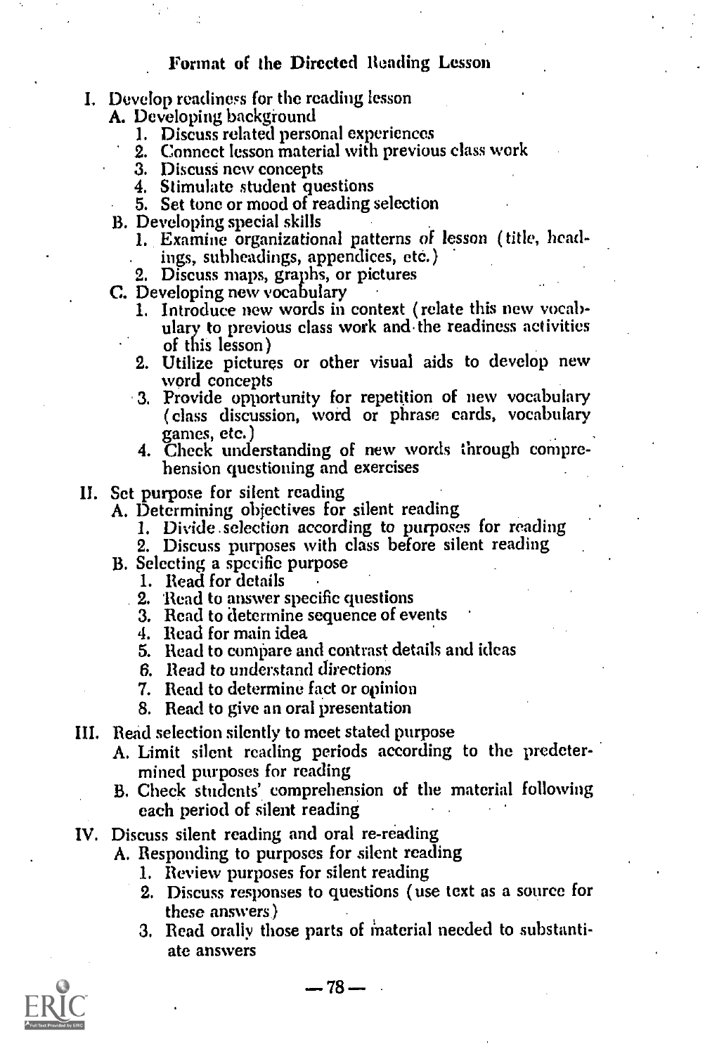## Format of the Directed Reading Lesson

I. Develop readiness for the reading lesson
   A. Developing background
      1. Discuss related personal experiences
      2. Connect lesson material with previous class work
      3. Discuss new concepts
      4. Stimulate student questions
      5. Set tone or mood of reading selection
   B. Developing special skills
      1. Examine organizational patterns of lesson (title, headings, subheadings, appendices, etc.)
      2. Discuss maps, graphs, or pictures
   C. Developing new vocabulary
      1. Introduce new words in context (relate this new vocabulary to previous class work and the readiness activities of this lesson)
      2. Utilize pictures or other visual aids to develop new word concepts
      3. Provide opportunity for repetition of new vocabulary (class discussion, word or phrase cards, vocabulary games, etc.)
      4. Check understanding of new words through comprehension questioning and exercises

II. Set purpose for silent reading
   A. Determining objectives for silent reading
      1. Divide selection according to purposes for reading
      2. Discuss purposes with class before silent reading
   B. Selecting a specific purpose
      1. Read for details
      2. Read to answer specific questions
      3. Read to determine sequence of events
      4. Read for main idea
      5. Read to compare and contrast details and ideas
      6. Read to understand directions
      7. Read to determine fact or opinion
      8. Read to give an oral presentation

III. Read selection silently to meet stated purpose
   A. Limit silent reading periods according to the predetermined purposes for reading
   B. Check students' comprehension of the material following each period of silent reading

IV. Discuss silent reading and oral re-reading
   A. Responding to purposes for silent reading
      1. Review purposes for silent reading
      2. Discuss responses to questions (use text as a source for these answers)
      3. Read orally those parts of material needed to substantiate answers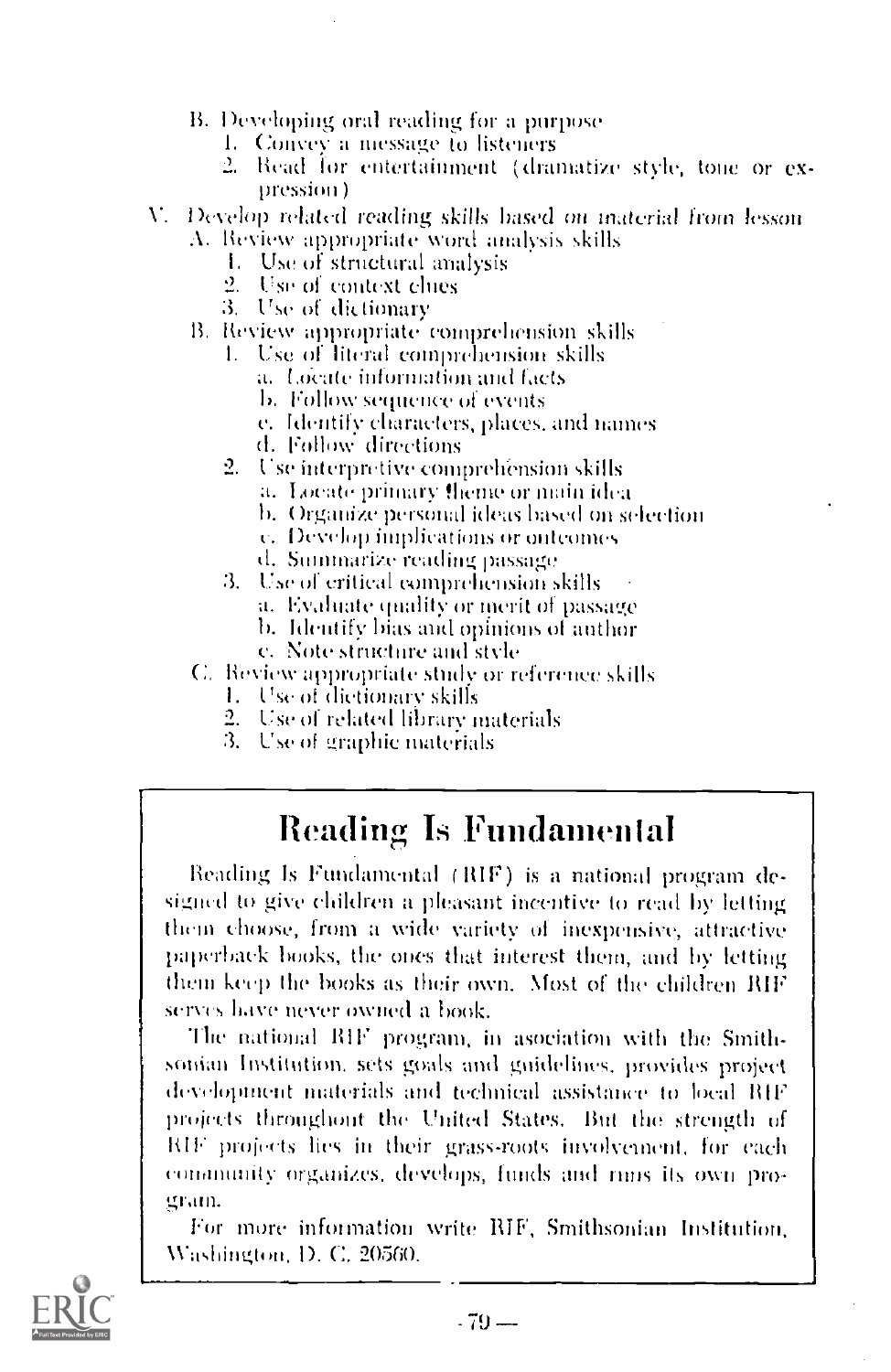- B. Developing oral reading for a purpose
  1. Convey a message to listeners
  2. Read for entertainment (dramatize style, tone or expression)

V. *Develop related reading skills based on material from lesson*

- A. Review appropriate word analysis skills
  1. Use of structural analysis
  2. Use of context clues
  3. Use of dictionary
- B. Review appropriate comprehension skills
  1. Use of literal comprehension skills
     - a. Locate information and facts
     - b. Follow sequence of events
     - c. Identify characters, places, and names
     - d. Follow directions
  2. Use interpretive comprehension skills
     - a. Locate primary theme or main idea
     - b. Organize personal ideas based on selection
     - c. Develop implications or outcomes
     - d. Summarize reading passage
  3. Use of critical comprehension skills
     - a. Evaluate quality or merit of passage
     - b. Identify bias and opinions of author
     - c. Note structure and style
- C. Review appropriate study or reference skills
  1. Use of dictionary skills
  2. Use of related library materials
  3. Use of graphic materials

## Reading Is Fundamental

Reading Is Fundamental (RIF) is a national program designed to give children a pleasant incentive to read by letting them choose, from a wide variety of inexpensive, attractive paperback books, the ones that interest them, and by letting them keep the books as their own. Most of the children RIF serves have never owned a book.

The national RIF program, in asociation with the Smithsonian Institution, sets goals and guidelines, provides project development materials and technical assistance to local RIF projects throughout the United States. But the strength of RIF projects lies in their grass-roots involvement, for each community organizes, develops, funds and runs its own program.

For more information write RIF, Smithsonian Institution, Washington, D. C. 20560.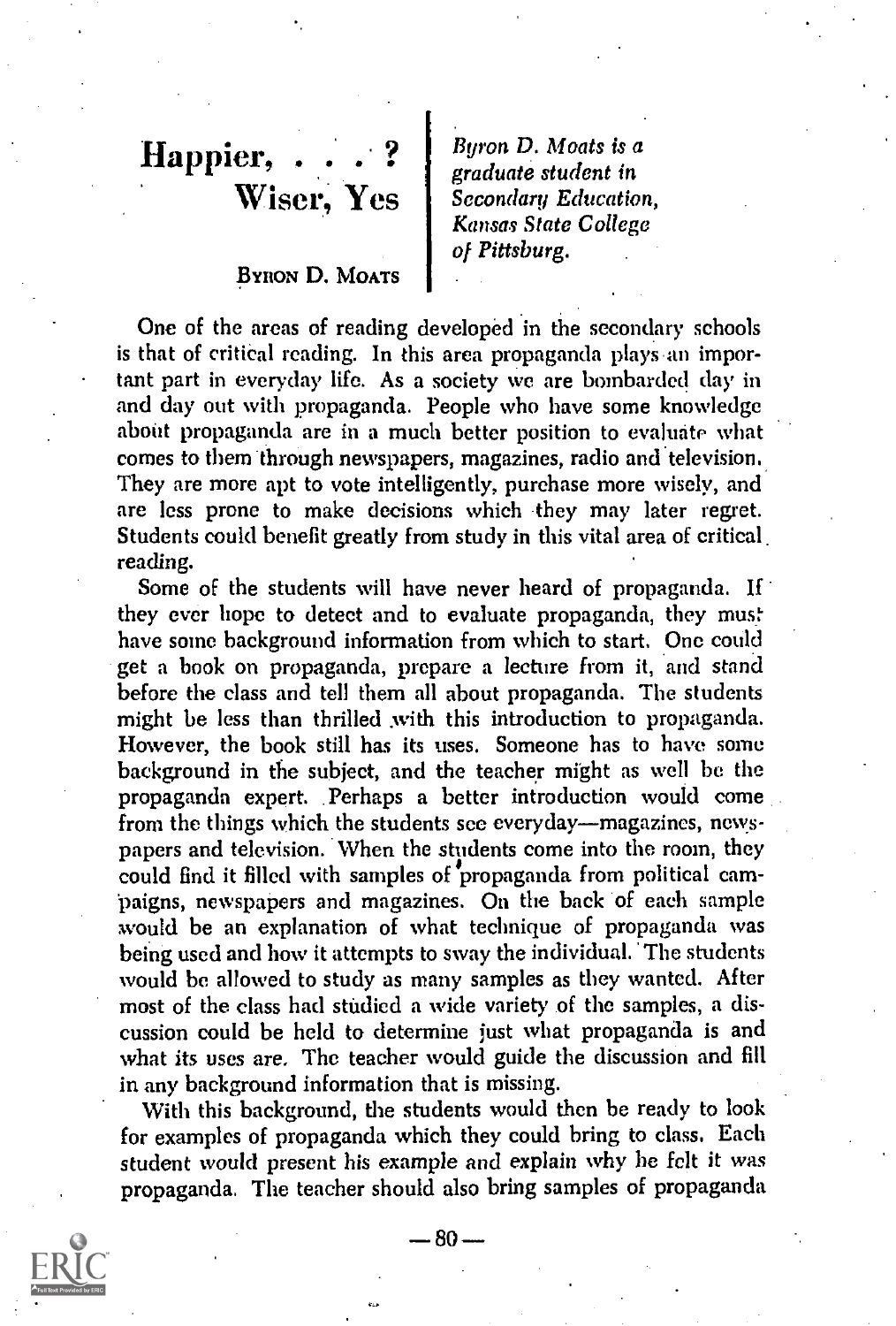# Happier, . . . ? Wiser, Yes

BYRON D. MOATS

*Byron D. Moats is a graduate student in Secondary Education, Kansas State College of Pittsburg.*

One of the areas of reading developed in the secondary schools is that of critical reading. In this area propaganda plays an important part in everyday life. As a society we are bombarded day in and day out with propaganda. People who have some knowledge about propaganda are in a much better position to evaluate what comes to them through newspapers, magazines, radio and television. They are more apt to vote intelligently, purchase more wisely, and are less prone to make decisions which they may later regret. Students could benefit greatly from study in this vital area of critical reading.

Some of the students will have never heard of propaganda. If they ever hope to detect and to evaluate propaganda, they must have some background information from which to start. One could get a book on propaganda, prepare a lecture from it, and stand before the class and tell them all about propaganda. The students might be less than thrilled with this introduction to propaganda. However, the book still has its uses. Someone has to have some background in the subject, and the teacher might as well be the propaganda expert. Perhaps a better introduction would come from the things which the students see everyday—magazines, newspapers and television. When the students come into the room, they could find it filled with samples of propaganda from political campaigns, newspapers and magazines. On the back of each sample would be an explanation of what technique of propaganda was being used and how it attempts to sway the individual. The students would be allowed to study as many samples as they wanted. After most of the class had studied a wide variety of the samples, a discussion could be held to determine just what propaganda is and what its uses are. The teacher would guide the discussion and fill in any background information that is missing.

With this background, the students would then be ready to look for examples of propaganda which they could bring to class. Each student would present his example and explain why he felt it was propaganda. The teacher should also bring samples of propaganda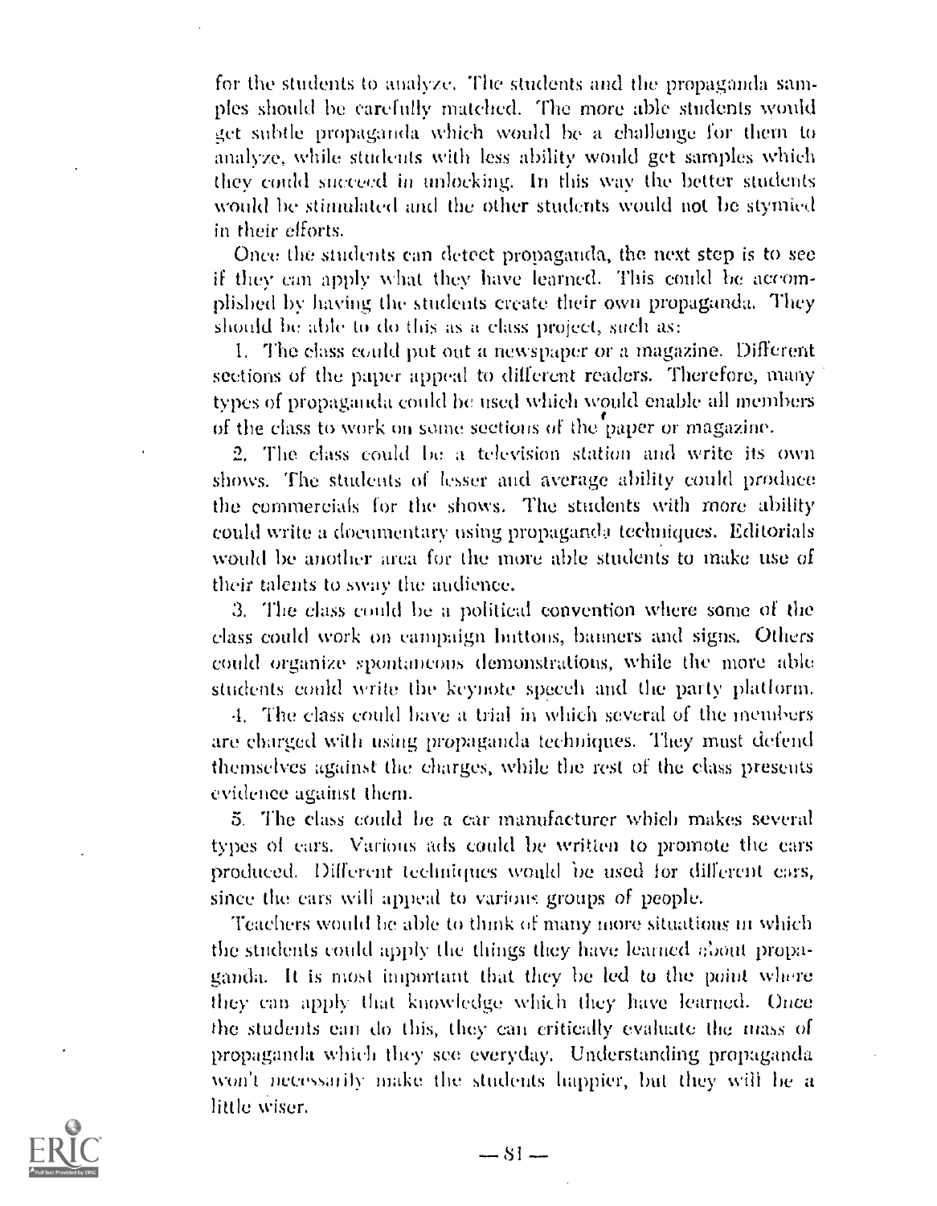for the students to analyze. The students and the propaganda samples should be carefully matched. The more able students would get subtle propaganda which would be a challenge for them to analyze, while students with less ability would get samples which they could succeed in unlocking. In this way the better students would be stimulated and the other students would not be stymied in their efforts.

Once the students can detect propaganda, the next step is to see if they can apply what they have learned. This could be accomplished by having the students create their own propaganda. They should be able to do this as a class project, such as:

1. The class could put out a newspaper or a magazine. Different sections of the paper appeal to different readers. Therefore, many types of propaganda could be used which would enable all members of the class to work on some sections of the paper or magazine.

2. The class could be a television station and write its own shows. The students of lesser and average ability could produce the commercials for the shows. The students with more ability could write a documentary using propaganda techniques. Editorials would be another area for the more able students to make use of their talents to sway the audience.

3. The class could be a political convention where some of the class could work on campaign buttons, banners and signs. Others could organize spontaneous demonstrations, while the more able students could write the keynote speech and the party platform.

4. The class could have a trial in which several of the members are charged with using propaganda techniques. They must defend themselves against the charges, while the rest of the class presents evidence against them.

5. The class could be a car manufacturer which makes several types of cars. Various ads could be written to promote the cars produced. Different techniques would be used for different cars, since the cars will appeal to various groups of people.

Teachers would be able to think of many more situations in which the students could apply the things they have learned about propaganda. It is most important that they be led to the point where they can apply that knowledge which they have learned. Once the students can do this, they can critically evaluate the mass of propaganda which they see everyday. Understanding propaganda won't necessarily make the students happier, but they will be a little wiser.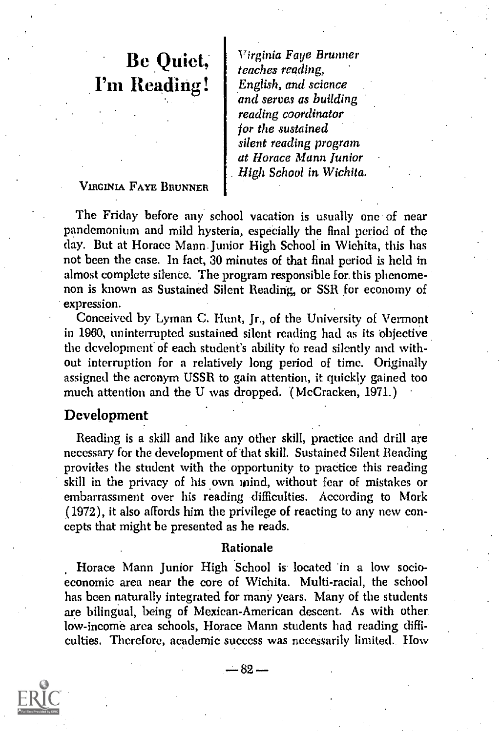# Be Quiet, I'm Reading!

VIRGINIA FAYE BRUNNER

*Virginia Faye Brunner teaches reading, English, and science and serves as building reading coordinator for the sustained silent reading program at Horace Mann Junior High School in Wichita.*

The Friday before any school vacation is usually one of near pandemonium and mild hysteria, especially the final period of the day. But at Horace Mann Junior High School in Wichita, this has not been the case. In fact, 30 minutes of that final period is held in almost complete silence. The program responsible for this phenomenon is known as Sustained Silent Reading, or SSR for economy of expression.

Conceived by Lyman C. Hunt, Jr., of the University of Vermont in 1960, uninterrupted sustained silent reading had as its objective the development of each student's ability to read silently and without interruption for a relatively long period of time. Originally assigned the acronym USSR to gain attention, it quickly gained too much attention and the U was dropped. (McCracken, 1971.)

## Development

Reading is a skill and like any other skill, practice and drill are necessary for the development of that skill. Sustained Silent Reading provides the student with the opportunity to practice this reading skill in the privacy of his own mind, without fear of mistakes or embarrassment over his reading difficulties. According to Mork (1972), it also affords him the privilege of reacting to any new concepts that might be presented as he reads.

### Rationale

Horace Mann Junior High School is located in a low socio-economic area near the core of Wichita. Multi-racial, the school has been naturally integrated for many years. Many of the students are bilingual, being of Mexican-American descent. As with other low-income area schools, Horace Mann students had reading difficulties. Therefore, academic success was necessarily limited. How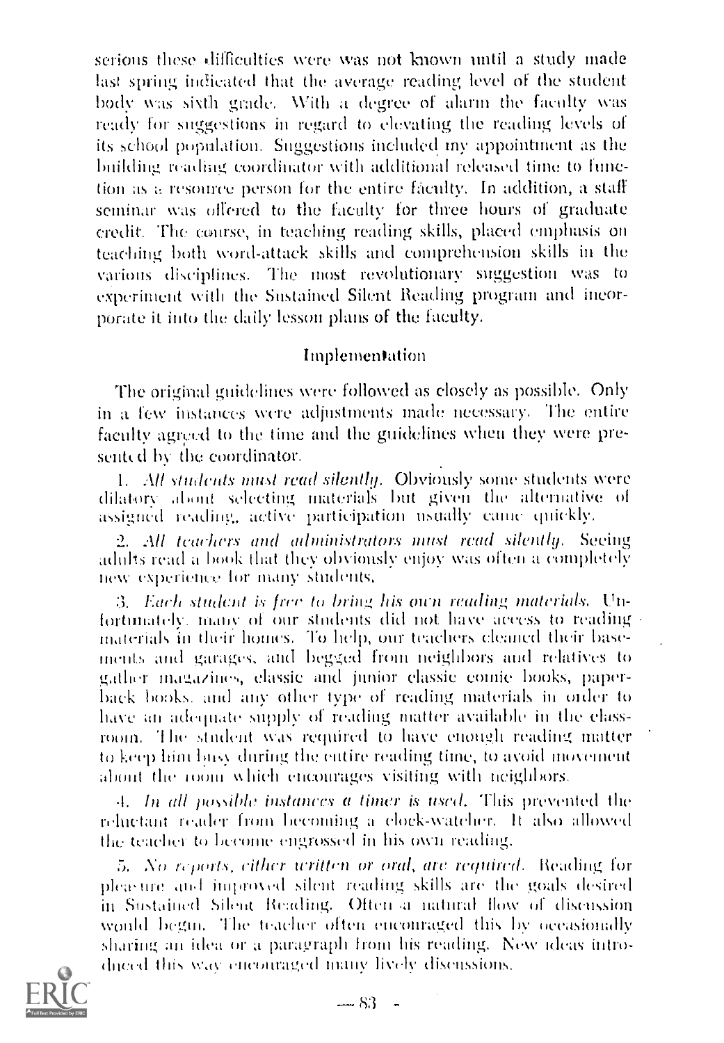serious these difficulties were was not known until a study made last spring indicated that the average reading level of the student body was sixth grade. With a degree of alarm the faculty was ready for suggestions in regard to elevating the reading levels of its school population. Suggestions included my appointment as the building reading coordinator with additional released time to function as a resource person for the entire faculty. In addition, a staff seminar was offered to the faculty for three hours of graduate credit. The course, in teaching reading skills, placed emphasis on teaching both word-attack skills and comprehension skills in the various disciplines. The most revolutionary suggestion was to experiment with the Sustained Silent Reading program and incorporate it into the daily lesson plans of the faculty.

## Implementation

The original guidelines were followed as closely as possible. Only in a few instances were adjustments made necessary. The entire faculty agreed to the time and the guidelines when they were presented by the coordinator.

1. *All students must read silently.* Obviously some students were dilatory about selecting materials but given the alternative of assigned reading, active participation usually came quickly.

2. *All teachers and administrators must read silently.* Seeing adults read a book that they obviously enjoy was often a completely new experience for many students.

3. *Each student is free to bring his own reading materials.* Unfortunately, many of our students did not have access to reading materials in their homes. To help, our teachers cleaned their basements and garages, and begged from neighbors and relatives to gather magazines, classic and junior classic comic books, paperback books, and any other type of reading materials in order to have an adequate supply of reading matter available in the classroom. The student was required to have enough reading matter to keep him busy during the entire reading time, to avoid movement about the room which encourages visiting with neighbors.

4. *In all possible instances a timer is used.* This prevented the reluctant reader from becoming a clock-watcher. It also allowed the teacher to become engrossed in his own reading.

5. *No reports, either written or oral, are required.* Reading for pleasure and improved silent reading skills are the goals desired in Sustained Silent Reading. Often a natural flow of discussion would begin. The teacher often encouraged this by occasionally sharing an idea or a paragraph from his reading. New ideas introduced this way encouraged many lively discussions.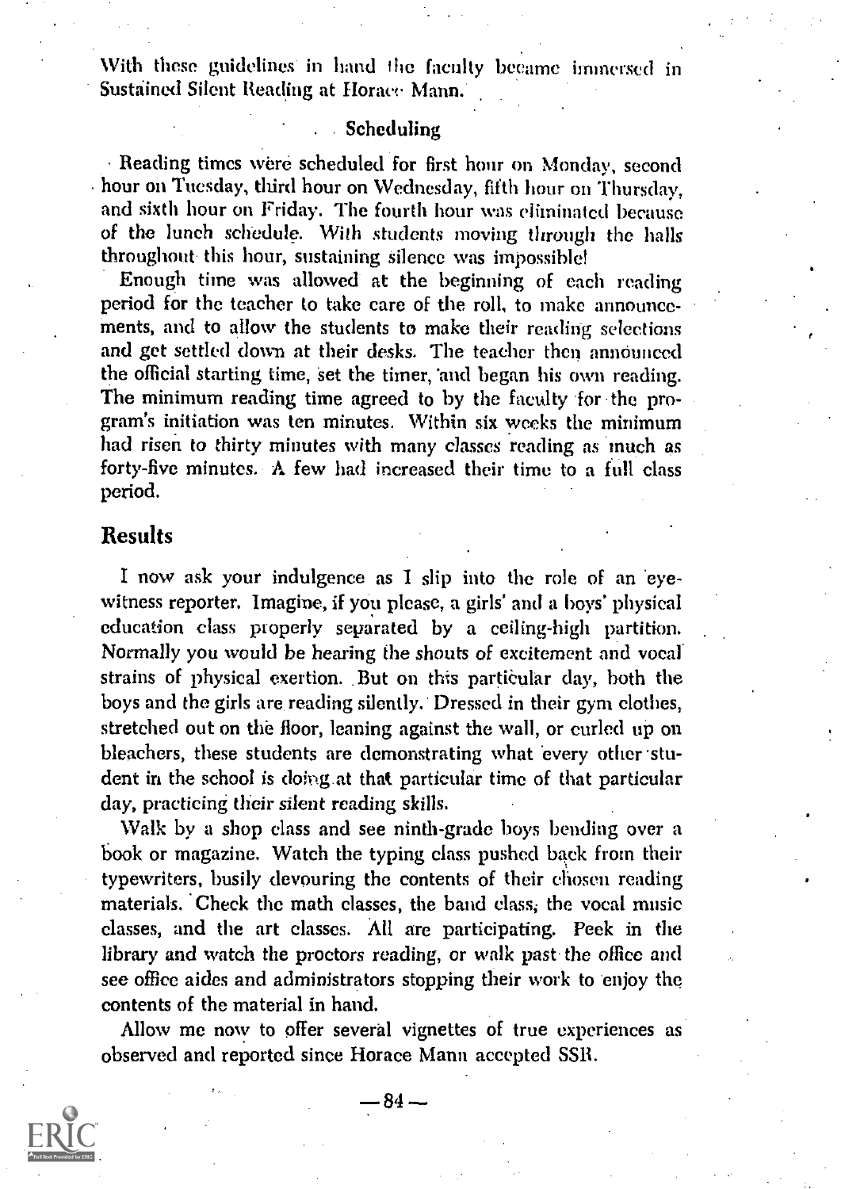With these guidelines in hand the faculty became immersed in Sustained Silent Reading at Horace Mann.

### Scheduling

Reading times were scheduled for first hour on Monday, second hour on Tuesday, third hour on Wednesday, fifth hour on Thursday, and sixth hour on Friday. The fourth hour was eliminated because of the lunch schedule. With students moving through the halls throughout this hour, sustaining silence was impossible!

Enough time was allowed at the beginning of each reading period for the teacher to take care of the roll, to make announcements, and to allow the students to make their reading selections and get settled down at their desks. The teacher then announced the official starting time, set the timer, and began his own reading. The minimum reading time agreed to by the faculty for the program's initiation was ten minutes. Within six weeks the minimum had risen to thirty minutes with many classes reading as much as forty-five minutes. A few had increased their time to a full class period.

## Results

I now ask your indulgence as I slip into the role of an eyewitness reporter. Imagine, if you please, a girls' and a boys' physical education class properly separated by a ceiling-high partition. Normally you would be hearing the shouts of excitement and vocal strains of physical exertion. But on this particular day, both the boys and the girls are reading silently. Dressed in their gym clothes, stretched out on the floor, leaning against the wall, or curled up on bleachers, these students are demonstrating what every other student in the school is doing at that particular time of that particular day, practicing their silent reading skills.

Walk by a shop class and see ninth-grade boys bending over a book or magazine. Watch the typing class pushed back from their typewriters, busily devouring the contents of their chosen reading materials. Check the math classes, the band class, the vocal music classes, and the art classes. All are participating. Peek in the library and watch the proctors reading, or walk past the office and see office aides and administrators stopping their work to enjoy the contents of the material in hand.

Allow me now to offer several vignettes of true experiences as observed and reported since Horace Mann accepted SSR.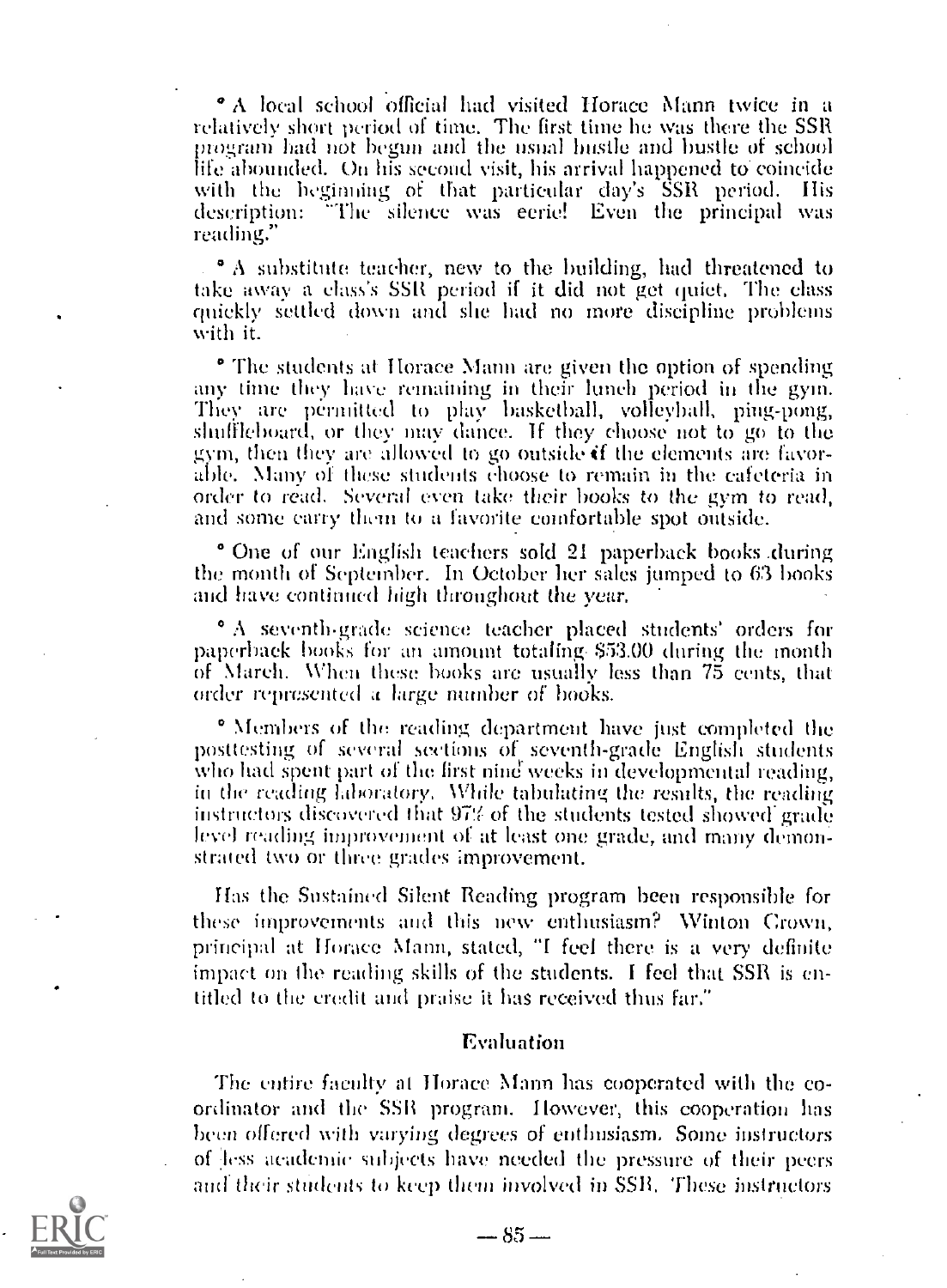* A local school official had visited Horace Mann twice in a relatively short period of time. The first time he was there the SSR program had not begun and the usual hustle and bustle of school life abounded. On his second visit, his arrival happened to coincide with the beginning of that particular day's SSR period. His description: "The silence was eerie! Even the principal was reading."

* A substitute teacher, new to the building, had threatened to take away a class's SSR period if it did not get quiet. The class quickly settled down and she had no more discipline problems with it.

* The students at Horace Mann are given the option of spending any time they have remaining in their lunch period in the gym. They are permitted to play basketball, volleyball, ping-pong, shuffleboard, or they may dance. If they choose not to go to the gym, then they are allowed to go outside if the elements are favorable. Many of these students choose to remain in the cafeteria in order to read. Several even take their books to the gym to read, and some carry them to a favorite comfortable spot outside.

* One of our English teachers sold 21 paperback books during the month of September. In October her sales jumped to 63 books and have continued high throughout the year.

* A seventh-grade science teacher placed students' orders for paperback books for an amount totaling $53.00 during the month of March. When these books are usually less than 75 cents, that order represented a large number of books.

* Members of the reading department have just completed the posttesting of several sections of seventh-grade English students who had spent part of the first nine weeks in developmental reading, in the reading laboratory. While tabulating the results, the reading instructors discovered that 97% of the students tested showed grade level reading improvement of at least one grade, and many demonstrated two or three grades improvement.

Has the Sustained Silent Reading program been responsible for these improvements and this new enthusiasm? Winton Crown, principal at Horace Mann, stated, "I feel there is a very definite impact on the reading skills of the students. I feel that SSR is entitled to the credit and praise it has received thus far."

## Evaluation

The entire faculty at Horace Mann has cooperated with the coordinator and the SSR program. However, this cooperation has been offered with varying degrees of enthusiasm. Some instructors of less academic subjects have needed the pressure of their peers and their students to keep them involved in SSR. These instructors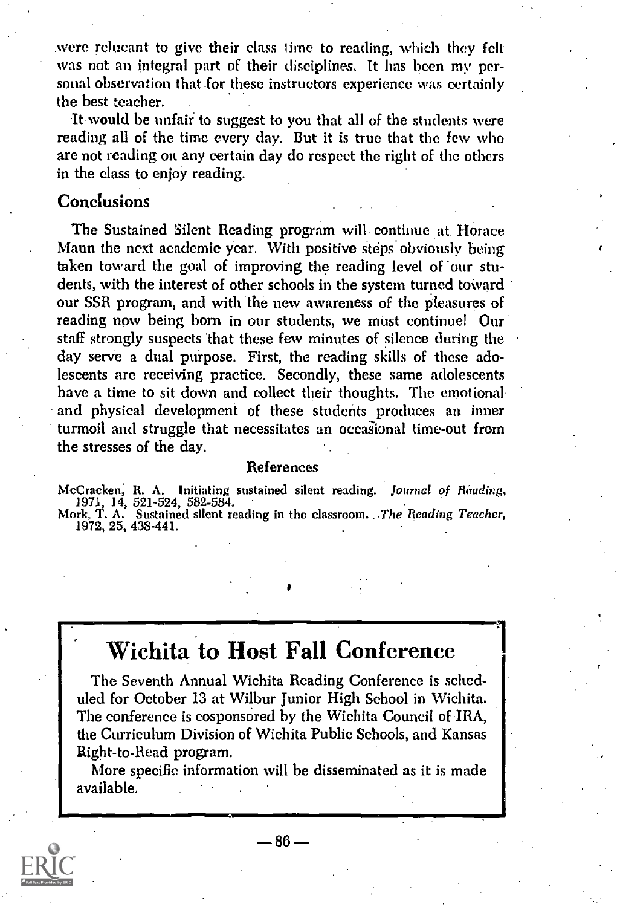were relucant to give their class time to reading, which they felt was not an integral part of their disciplines. It has been my personal observation that for these instructors experience was certainly the best teacher.

It would be unfair to suggest to you that all of the students were reading all of the time every day. But it is true that the few who are not reading on any certain day do respect the right of the others in the class to enjoy reading.

## Conclusions

The Sustained Silent Reading program will continue at Horace Mann the next academic year. With positive steps obviously being taken toward the goal of improving the reading level of our students, with the interest of other schools in the system turned toward our SSR program, and with the new awareness of the pleasures of reading now being born in our students, we must continue! Our staff strongly suspects that these few minutes of silence during the day serve a dual purpose. First, the reading skills of these adolescents are receiving practice. Secondly, these same adolescents have a time to sit down and collect their thoughts. The emotional and physical development of these students produces an inner turmoil and struggle that necessitates an occasional time-out from the stresses of the day.

### References

McCracken, R. A. Initiating sustained silent reading. *Journal of Reading*, 1971, 14, 521-524, 582-584.

Mork, T. A. Sustained silent reading in the classroom. *The Reading Teacher*, 1972, 25, 438-441.

## Wichita to Host Fall Conference

The Seventh Annual Wichita Reading Conference is scheduled for October 13 at Wilbur Junior High School in Wichita. The conference is cosponsored by the Wichita Council of IRA, the Curriculum Division of Wichita Public Schools, and Kansas Right-to-Read program.

More specific information will be disseminated as it is made available.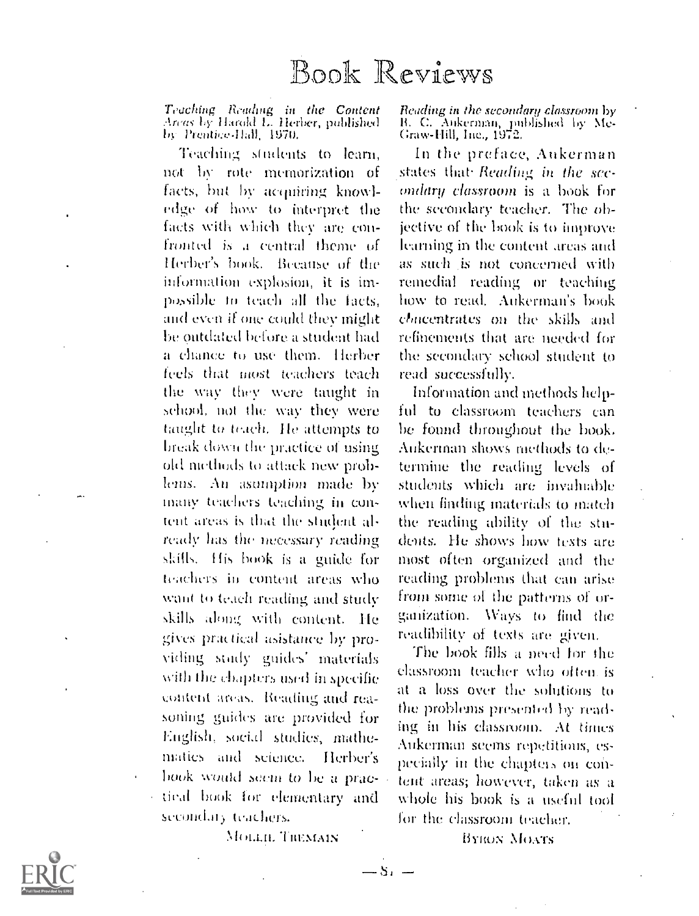# Book Reviews

*Teaching Reading in the Content Areas* by Harold L. Herber, published by Prentice-Hall, 1970.

Teaching students to learn, not by rote memorization of facts, but by acquiring knowledge of how to interpret the facts with which they are confronted is a central theme of Herber's book. Because of the information explosion, it is impossible to teach all the facts, and even if one could they might be outdated before a student had a chance to use them. Herber feels that most teachers teach the way they were taught in school, not the way they were taught to teach. He attempts to break down the practice of using old methods to attack new problems. An asumption made by many teachers teaching in content areas is that the student already has the necessary reading skills. His book is a guide for teachers in content areas who want to teach reading and study skills along with content. He gives practical asistance by providing study guides' materials with the chapters used in specific content areas. Reading and reasoning guides are provided for English, social studies, mathematics and science. Herber's book would seem to be a practical book for elementary and secondary teachers.

MOLLIE TREMAIN

*Reading in the secondary classroom* by R. C. Aukerman, published by McGraw-Hill, Inc., 1972.

In the preface, Aukerman states that *Reading in the secondary classroom* is a book for the secondary teacher. The objective of the book is to improve learning in the content areas and as such is not concerned with remedial reading or teaching how to read. Aukerman's book concentrates on the skills and refinements that are needed for the secondary school student to read successfully.

Information and methods helpful to classroom teachers can be found throughout the book. Aukerman shows methods to determine the reading levels of students which are invaluable when finding materials to match the reading ability of the students. He shows how texts are most often organized and the reading problems that can arise from some of the patterns of organization. Ways to find the readibility of texts are given.

The book fills a need for the classroom teacher who often is at a loss over the solutions to the problems presented by reading in his classroom. At times Aukerman seems repetitious, especially in the chapters on content areas; however, taken as a whole his book is a useful tool for the classroom teacher.

BYRON MOATS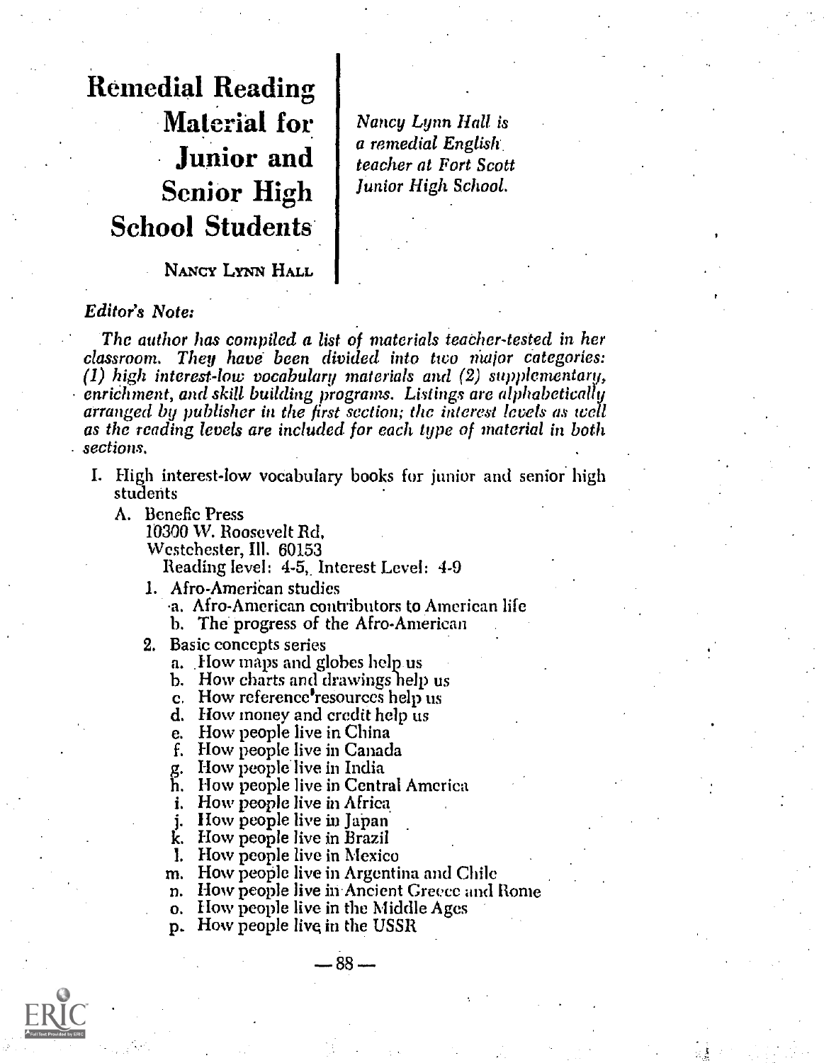# Remedial Reading Material for Junior and Senior High School Students

NANCY LYNN HALL

*Nancy Lynn Hall is a remedial English teacher at Fort Scott Junior High School.*

*Editor's Note:*

*The author has compiled a list of materials teacher-tested in her classroom. They have been divided into two major categories: (1) high interest-low vocabulary materials and (2) supplementary, enrichment, and skill building programs. Listings are alphabetically arranged by publisher in the first section; the interest levels as well as the reading levels are included for each type of material in both sections.*

I. High interest-low vocabulary books for junior and senior high students

   A. Benefic Press
      10300 W. Roosevelt Rd.
      Westchester, Ill. 60153
      Reading level: 4-5, Interest Level: 4-9

      1. Afro-American studies
         a. Afro-American contributors to American life
         b. The progress of the Afro-American
      2. Basic concepts series
         a. How maps and globes help us
         b. How charts and drawings help us
         c. How reference resources help us
         d. How money and credit help us
         e. How people live in China
         f. How people live in Canada
         g. How people live in India
         h. How people live in Central America
         i. How people live in Africa
         j. How people live in Japan
         k. How people live in Brazil
         l. How people live in Mexico
         m. How people live in Argentina and Chile
         n. How people live in Ancient Greece and Rome
         o. How people live in the Middle Ages
         p. How people live in the USSR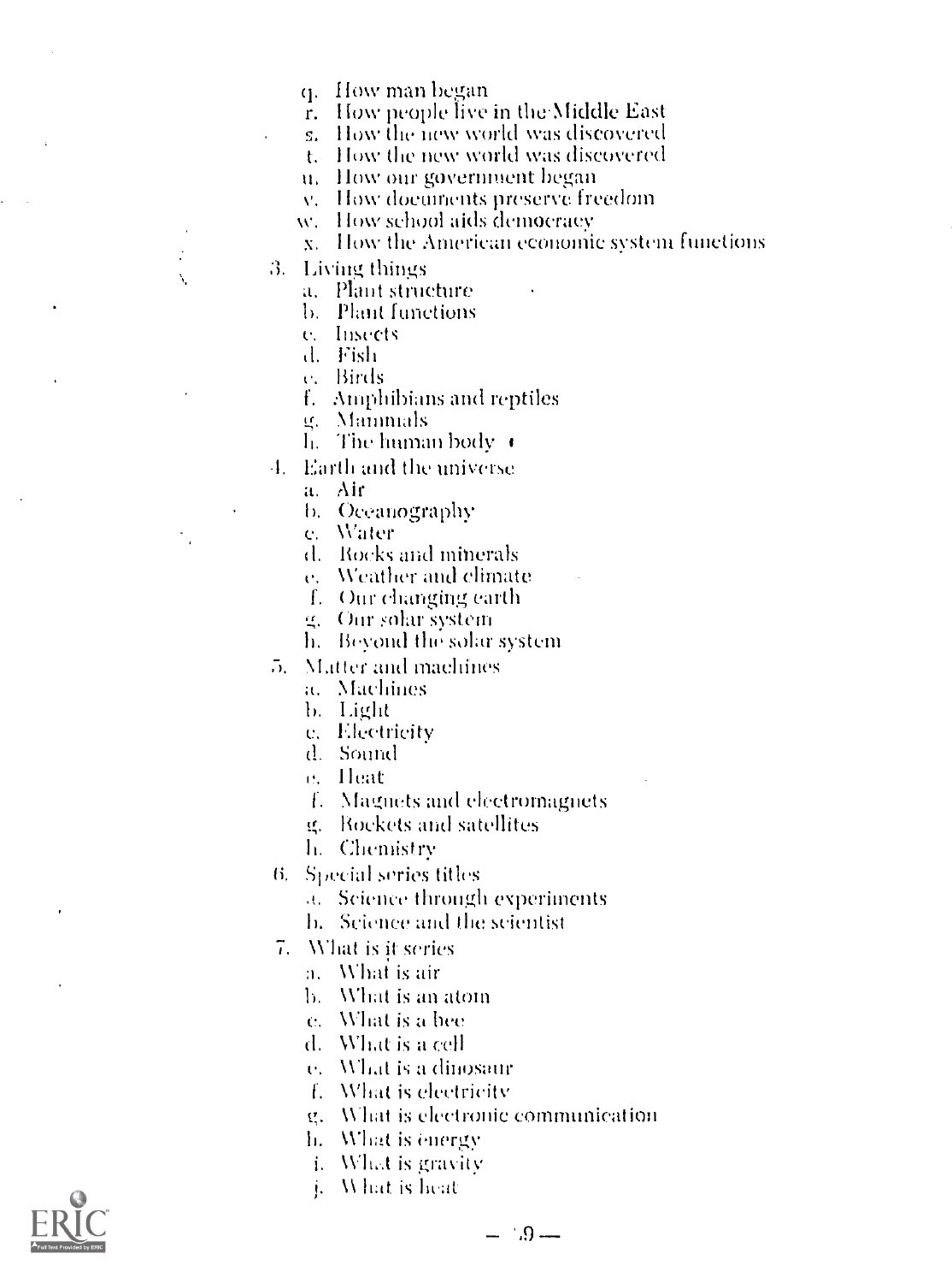- q. How man began
- r. How people live in the Middle East
- s. How the new world was discovered
- t. How the new world was discovered
- u. How our government began
- v. How documents preserve freedom
- w. How school aids democracy
- x. How the American economic system functions

3. Living things
   - a. Plant structure
   - b. Plant functions
   - c. Insects
   - d. Fish
   - e. Birds
   - f. Amphibians and reptiles
   - g. Mammals
   - h. The human body

4. Earth and the universe
   - a. Air
   - b. Oceanography
   - c. Water
   - d. Rocks and minerals
   - e. Weather and climate
   - f. Our changing earth
   - g. Our solar system
   - h. Beyond the solar system

5. Matter and machines
   - a. Machines
   - b. Light
   - c. Electricity
   - d. Sound
   - e. Heat
   - f. Magnets and electromagnets
   - g. Rockets and satellites
   - h. Chemistry

6. Special series titles
   - a. Science through experiments
   - b. Science and the scientist

7. What is it series
   - a. What is air
   - b. What is an atom
   - c. What is a bee
   - d. What is a cell
   - e. What is a dinosaur
   - f. What is electricity
   - g. What is electronic communication
   - h. What is energy
   - i. What is gravity
   - j. What is heat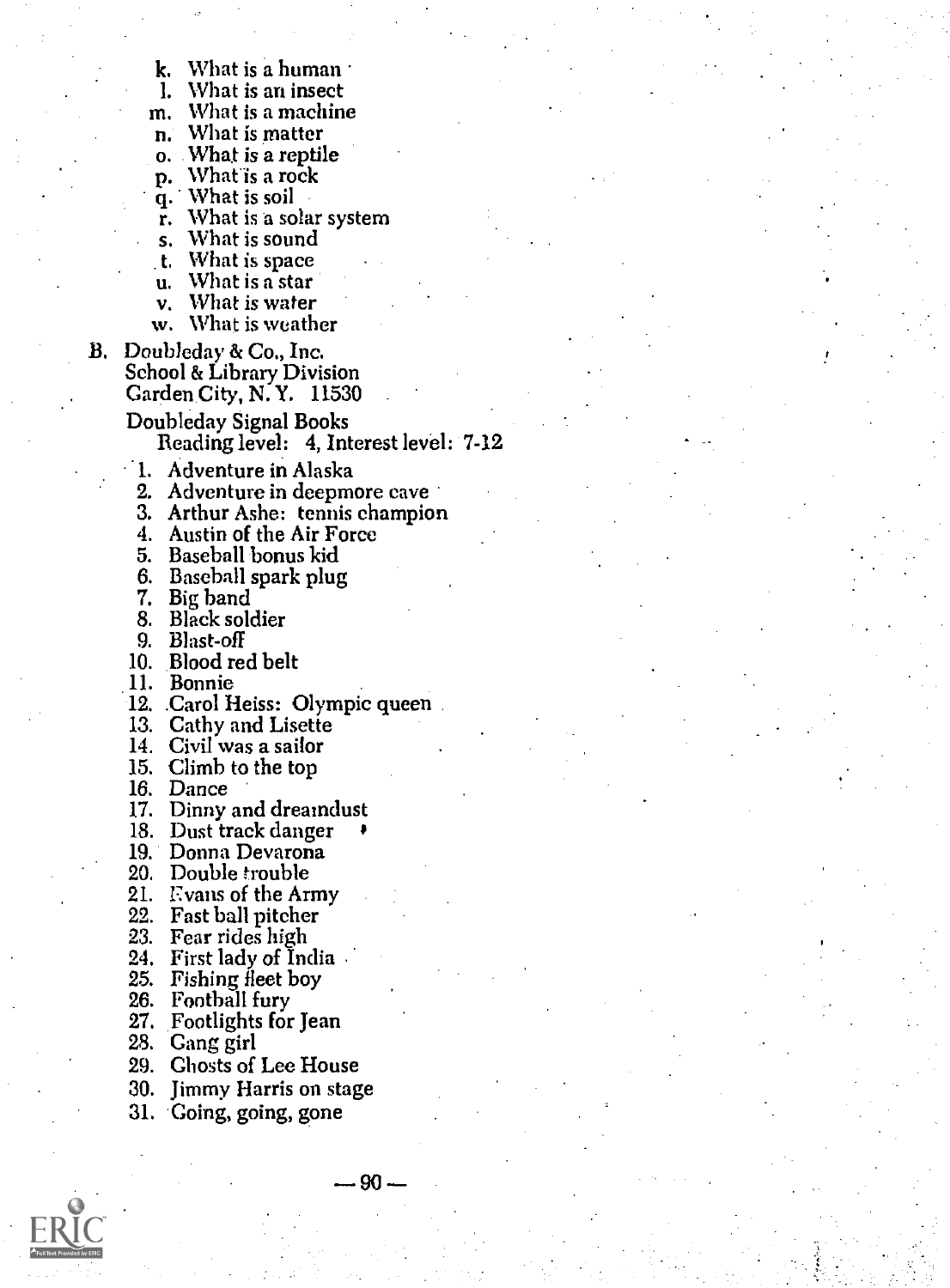k. What is a human
l. What is an insect
m. What is a machine
n. What is matter
o. What is a reptile
p. What is a rock
q. What is soil
r. What is a solar system
s. What is sound
t. What is space
u. What is a star
v. What is water
w. What is weather

B. Doubleday & Co., Inc.
School & Library Division
Garden City, N. Y. 11530

Doubleday Signal Books
Reading level: 4, Interest level: 7-12

1. Adventure in Alaska
2. Adventure in deepmore cave
3. Arthur Ashe: tennis champion
4. Austin of the Air Force
5. Baseball bonus kid
6. Baseball spark plug
7. Big band
8. Black soldier
9. Blast-off
10. Blood red belt
11. Bonnie
12. Carol Heiss: Olympic queen
13. Cathy and Lisette
14. Civil was a sailor
15. Climb to the top
16. Dance
17. Dinny and dreamdust
18. Dust track danger
19. Donna Devarona
20. Double trouble
21. Evans of the Army
22. Fast ball pitcher
23. Fear rides high
24. First lady of India
25. Fishing fleet boy
26. Football fury
27. Footlights for Jean
28. Gang girl
29. Ghosts of Lee House
30. Jimmy Harris on stage
31. Going, going, gone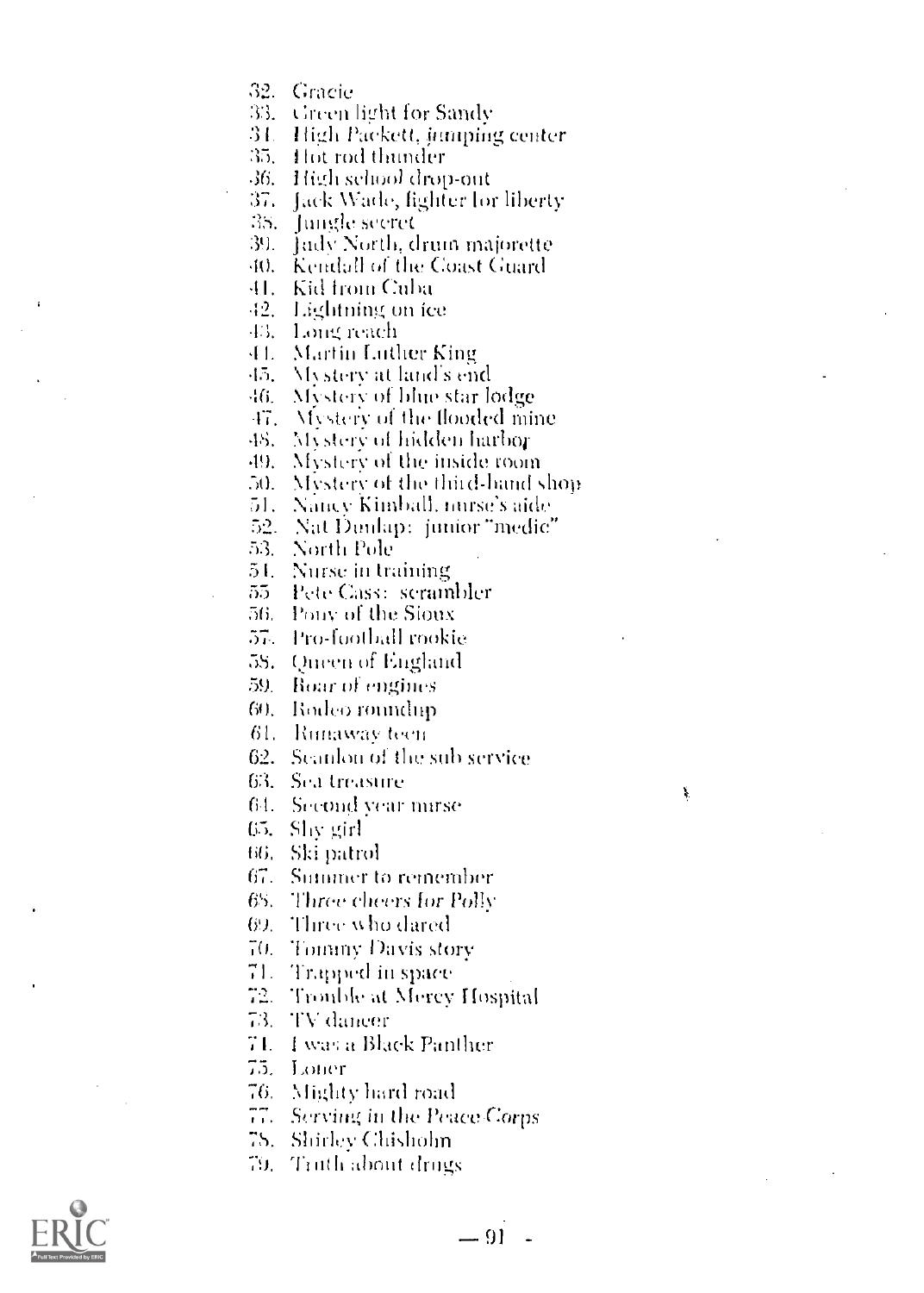32. Gracie
33. Green light for Sandy
34. High Packett, jumping center
35. Hot rod thunder
36. High school drop-out
37. Jack Wade, fighter for liberty
38. Jungle secret
39. Judy North, drum majorette
40. Kendall of the Coast Guard
41. Kid from Cuba
42. Lightning on ice
43. Long reach
44. Martin Luther King
45. Mystery at land's end
46. Mystery of blue star lodge
47. Mystery of the flooded mine
48. Mystery of hidden harbor
49. Mystery of the inside room
50. Mystery of the third-hand shop
51. Nancy Kimball, nurse's aide
52. Nat Dunlap: junior "medic"
53. North Pole
54. Nurse in training
55. Pete Cass: scrambler
56. Pony of the Sioux
57. Pro-football rookie
58. Queen of England
59. Roar of engines
60. Rodeo roundup
61. Runaway teen
62. Scanlon of the sub service
63. Sea treasure
64. Second year nurse
65. Shy girl
66. Ski patrol
67. Summer to remember
68. *Three cheers for Polly*
69. Three who dared
70. Tommy Davis story
71. Trapped in space
72. Trouble at Mercy Hospital
73. TV dancer
74. I was a Black Panther
75. Loner
76. Mighty hard road
77. *Serving in the Peace Corps*
78. Shirley Chisholm
79. Truth about drugs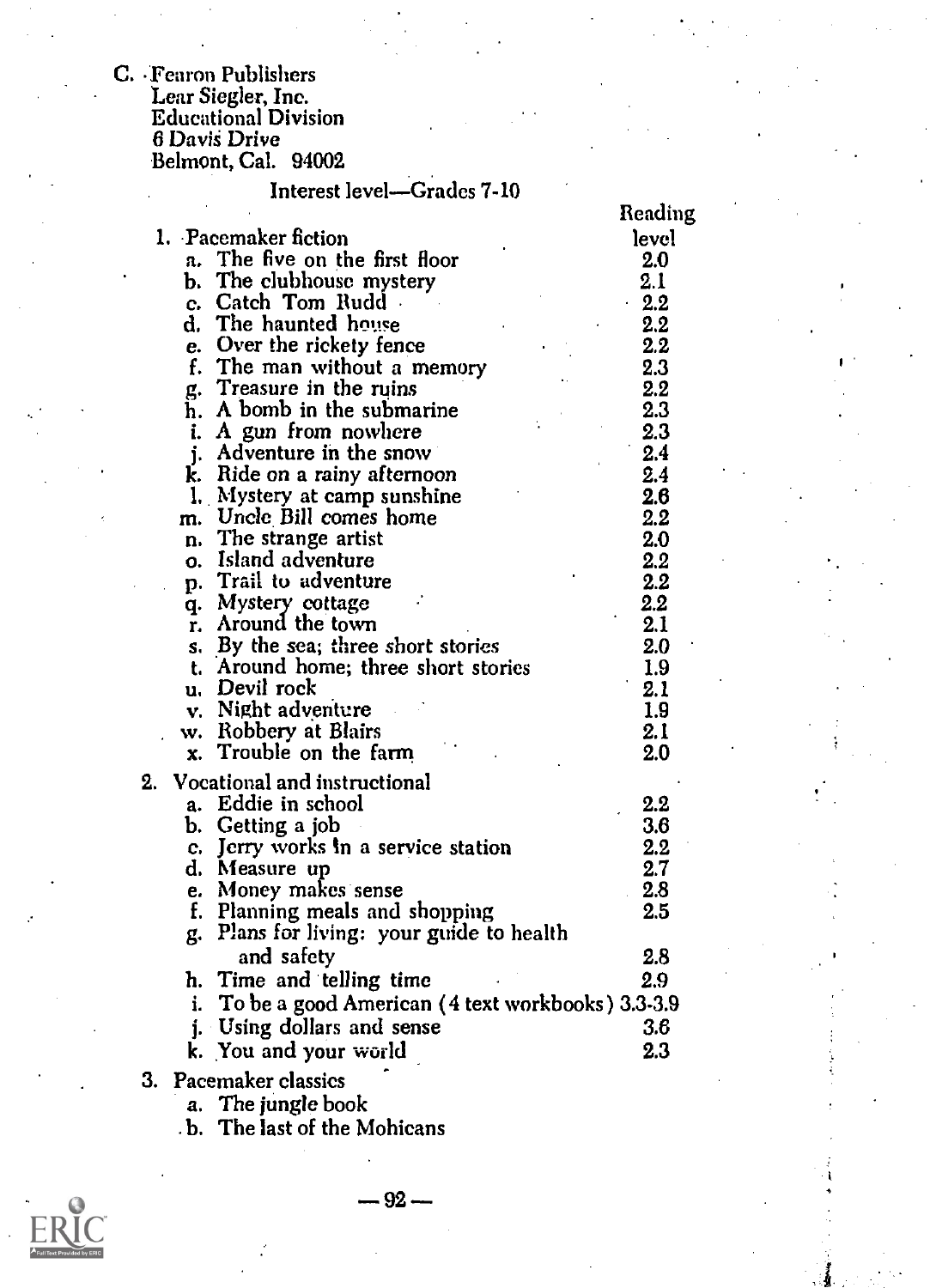C. Fearon Publishers
Lear Siegler, Inc.
Educational Division
6 Davis Drive
Belmont, Cal. 94002

Interest level—Grades 7-10

| | Reading level |
|---|---|
| 1. Pacemaker fiction | |
| a. The five on the first floor | 2.0 |
| b. The clubhouse mystery | 2.1 |
| c. Catch Tom Rudd | 2.2 |
| d. The haunted house | 2.2 |
| e. Over the rickety fence | 2.2 |
| f. The man without a memory | 2.3 |
| g. Treasure in the ruins | 2.2 |
| h. A bomb in the submarine | 2.3 |
| i. A gun from nowhere | 2.3 |
| j. Adventure in the snow | 2.4 |
| k. Ride on a rainy afternoon | 2.4 |
| l. Mystery at camp sunshine | 2.6 |
| m. Uncle Bill comes home | 2.2 |
| n. The strange artist | 2.0 |
| o. Island adventure | 2.2 |
| p. Trail to adventure | 2.2 |
| q. Mystery cottage | 2.2 |
| r. Around the town | 2.1 |
| s. By the sea; three short stories | 2.0 |
| t. Around home; three short stories | 1.9 |
| u. Devil rock | 2.1 |
| v. Night adventure | 1.9 |
| w. Robbery at Blairs | 2.1 |
| x. Trouble on the farm | 2.0 |
| 2. Vocational and instructional | |
| a. Eddie in school | 2.2 |
| b. Getting a job | 3.6 |
| c. Jerry works in a service station | 2.2 |
| d. Measure up | 2.7 |
| e. Money makes sense | 2.8 |
| f. Planning meals and shopping | 2.5 |
| g. Plans for living: your guide to health and safety | 2.8 |
| h. Time and telling time | 2.9 |
| i. To be a good American (4 text workbooks) | 3.3-3.9 |
| j. Using dollars and sense | 3.6 |
| k. You and your world | 2.3 |

3. Pacemaker classics
   a. The jungle book
   b. The last of the Mohicans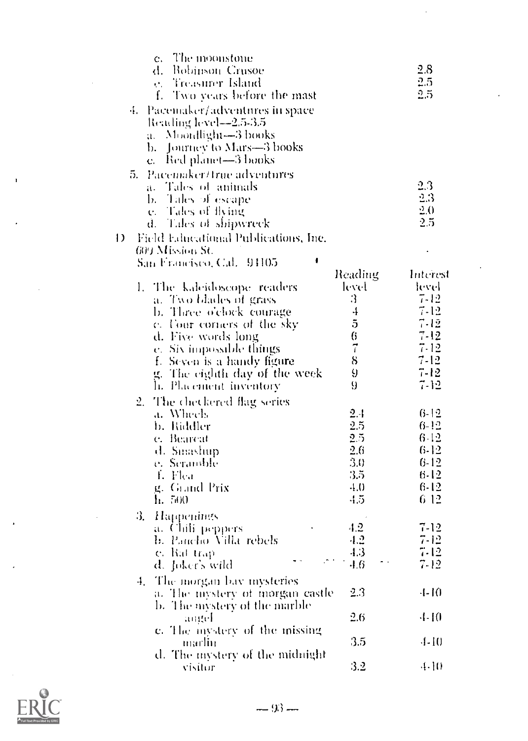c. The moonstone
d. Robinson Crusoe 2.8
e. Treasure Island 2.5
f. Two years before the mast 2.5

4. Pacemaker/adventures in space
   Reading level—2.5-3.5
   a. Moonlight—3 books
   b. Journey to Mars—3 books
   c. Red planet—3 books

5. Pacemaker/true adventures
   a. Tales of animals 2.3
   b. Tales of escape 2.3
   c. Tales of flying 2.0
   d. Tales of shipwreck 2.5

D Field Educational Publications, Inc.
609 Mission St.
San Francisco, Cal. 94105

| | Reading level | Interest level |
|---|---|---|
| 1. The kaleidoscope readers | | |
| a. Two blades of grass | 3 | 7-12 |
| b. Three o'clock courage | 4 | 7-12 |
| c. Four corners of the sky | 5 | 7-12 |
| d. Five words long | 6 | 7-12 |
| e. Six impossible things | 7 | 7-12 |
| f. Seven is a handy figure | 8 | 7-12 |
| g. The eighth day of the week | 9 | 7-12 |
| h. Placement inventory | 9 | 7-12 |
| 2. The checkered flag series | | |
| a. Wheels | 2.4 | 6-12 |
| b. Riddler | 2.5 | 6-12 |
| c. Bearcat | 2.5 | 6-12 |
| d. Smashup | 2.6 | 6-12 |
| e. Scramble | 3.0 | 6-12 |
| f. Flea | 3.5 | 6-12 |
| g. Grand Prix | 4.0 | 6-12 |
| h. 500 | 4.5 | 6-12 |
| 3. *Happenings* | | |
| a. Chili peppers | 4.2 | 7-12 |
| b. Pancho Villa rebels | 4.2 | 7-12 |
| c. Rat trap | 4.3 | 7-12 |
| d. Joker's wild | 4.6 | 7-12 |
| 4. The morgan bay mysteries | | |
| a. The mystery of morgan castle | 2.3 | 4-10 |
| b. The mystery of the marble angel | 2.6 | 4-10 |
| c. The mystery of the missing marlin | 3.5 | 4-10 |
| d. The mystery of the midnight visitor | 3.2 | 4-10 |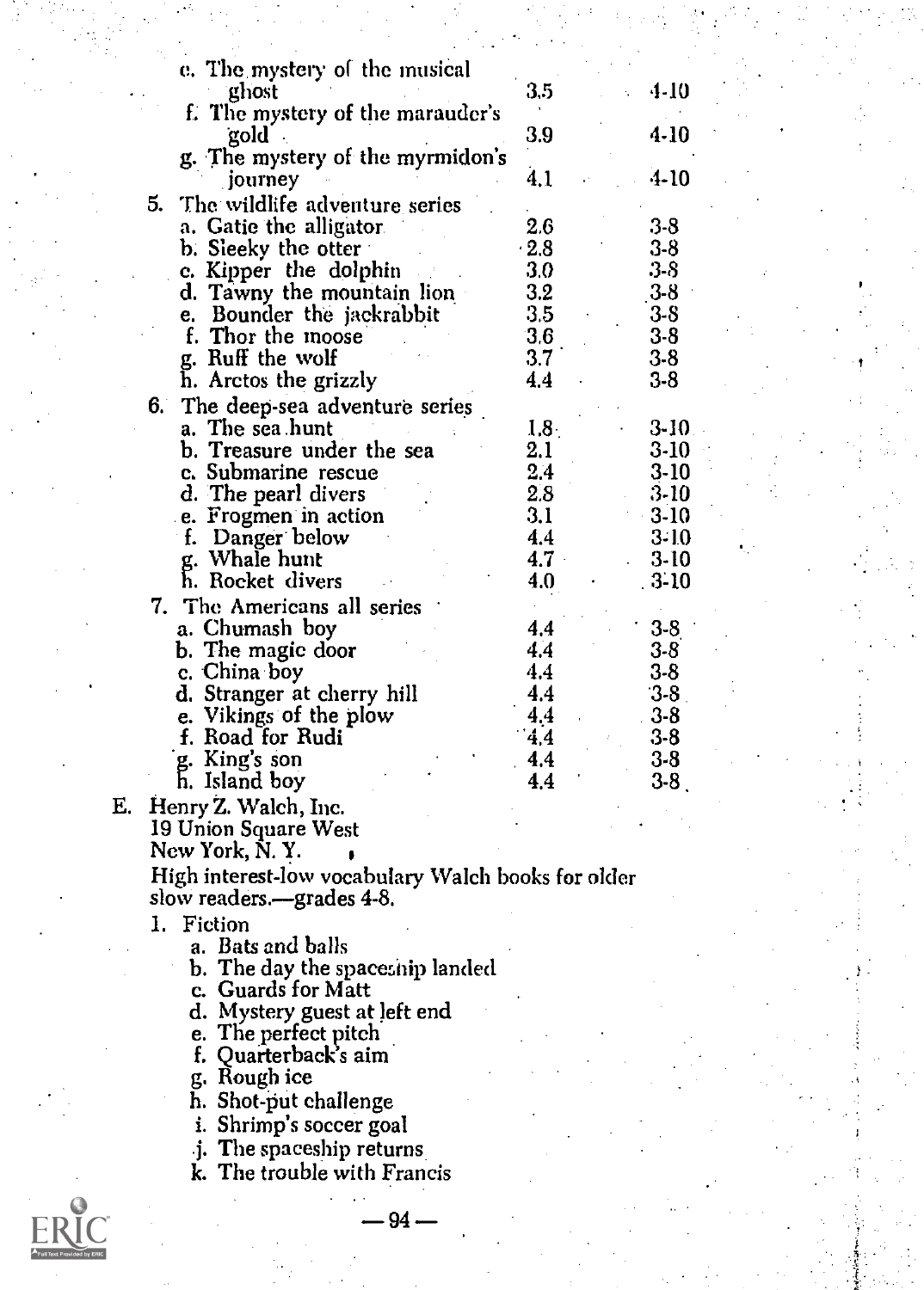e. The mystery of the musical ghost — 3.5 — 4-10
f. The mystery of the marauder's gold — 3.9 — 4-10
g. The mystery of the myrmidon's journey — 4.1 — 4-10

5. The wildlife adventure series

| | | |
|---|---|---|
| a. Gatie the alligator | 2.6 | 3-8 |
| b. Sleeky the otter | 2.8 | 3-8 |
| c. Kipper the dolphin | 3.0 | 3-8 |
| d. Tawny the mountain lion | 3.2 | 3-8 |
| e. Bounder the jackrabbit | 3.5 | 3-8 |
| f. Thor the moose | 3.6 | 3-8 |
| g. Ruff the wolf | 3.7 | 3-8 |
| h. Arctos the grizzly | 4.4 | 3-8 |

6. The deep-sea adventure series

| | | |
|---|---|---|
| a. The sea hunt | 1.8 | 3-10 |
| b. Treasure under the sea | 2.1 | 3-10 |
| c. Submarine rescue | 2.4 | 3-10 |
| d. The pearl divers | 2.8 | 3-10 |
| e. Frogmen in action | 3.1 | 3-10 |
| f. Danger below | 4.4 | 3-10 |
| g. Whale hunt | 4.7 | 3-10 |
| h. Rocket divers | 4.0 | 3-10 |

7. The Americans all series

| | | |
|---|---|---|
| a. Chumash boy | 4.4 | 3-8 |
| b. The magic door | 4.4 | 3-8 |
| c. China boy | 4.4 | 3-8 |
| d. Stranger at cherry hill | 4.4 | 3-8 |
| e. Vikings of the plow | 4.4 | 3-8 |
| f. Road for Rudi | 4.4 | 3-8 |
| g. King's son | 4.4 | 3-8 |
| h. Island boy | 4.4 | 3-8 |

E. Henry Z. Walch, Inc.
19 Union Square West
New York, N. Y.

High interest-low vocabulary Walch books for older slow readers.—grades 4-8.

1. Fiction
   a. Bats and balls
   b. The day the spaceship landed
   c. Guards for Matt
   d. Mystery guest at left end
   e. The perfect pitch
   f. Quarterback's aim
   g. Rough ice
   h. Shot-put challenge
   i. Shrimp's soccer goal
   j. The spaceship returns
   k. The trouble with Francis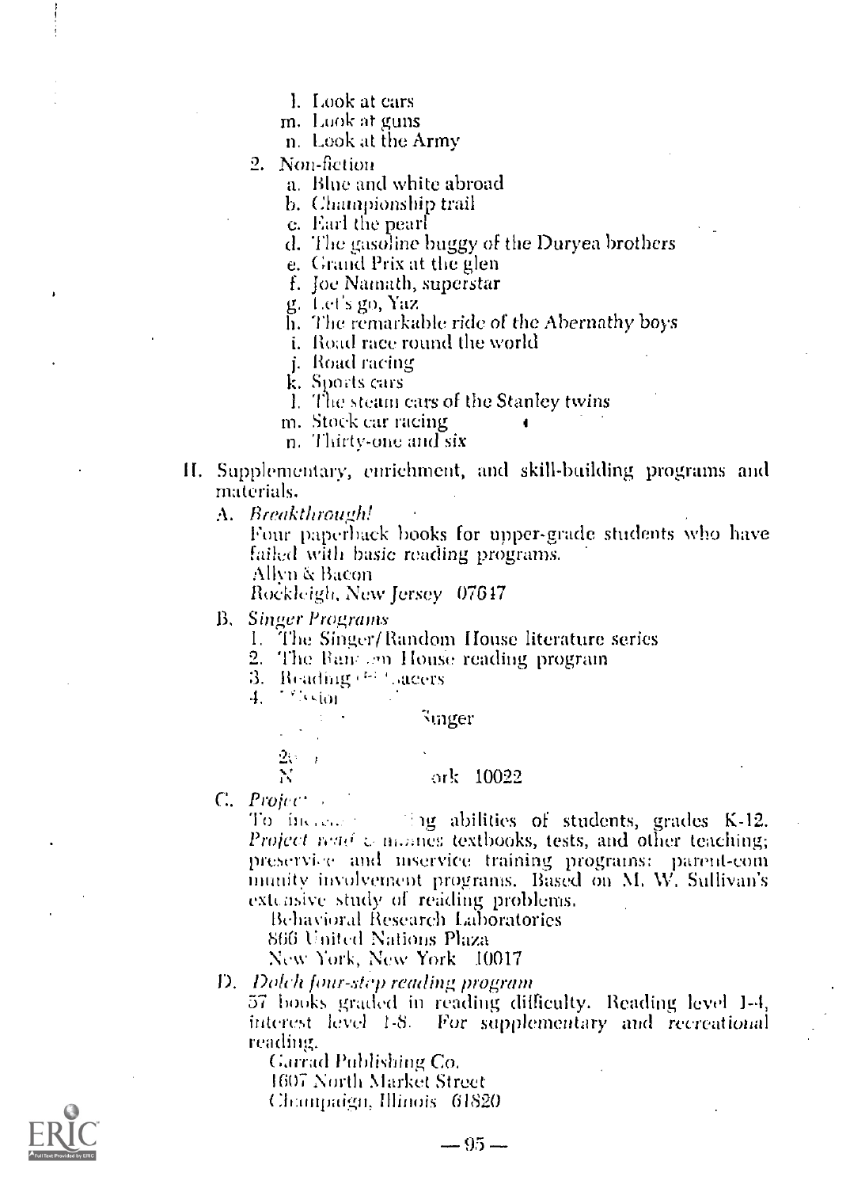l. Look at cars
m. Look at guns
n. Look at the Army

2. Non-fiction
   a. Blue and white abroad
   b. Championship trail
   c. Earl the pearl
   d. The gasoline buggy of the Duryea brothers
   e. Grand Prix at the glen
   f. Joe Namath, superstar
   g. Let's go, Yaz
   h. The remarkable ride of the Abernathy boys
   i. Road race round the world
   j. Road racing
   k. Sports cars
   l. The steam cars of the Stanley twins
   m. Stock car racing
   n. Thirty-one and six

II. Supplementary, enrichment, and skill-building programs and materials.

A. *Breakthrough!*
Four paperback books for upper-grade students who have failed with basic reading programs.
Allyn & Bacon
Rockleigh, New Jersey 07647

B. *Singer Programs*
1. The Singer/Random House literature series
2. The Ran...m House reading program
3. Reading ... acers
4. ...sion

Singer

2...
N... ork 10022

C. *Projec...*
To inc... ...ng abilities of students, grades K-12. *Project read* ... textbooks, tests, and other teaching; preservice and inservice training programs: parent-community involvement programs. Based on M. W. Sullivan's extensive study of reading problems.
Behavioral Research Laboratories
866 United Nations Plaza
New York, New York 10017

D. *Dolch four-step reading program*
57 books graded in reading difficulty. Reading level 1-4, interest level 1-8. For supplementary and recreational reading.
Garrad Publishing Co.
1607 North Market Street
Champaign, Illinois 61820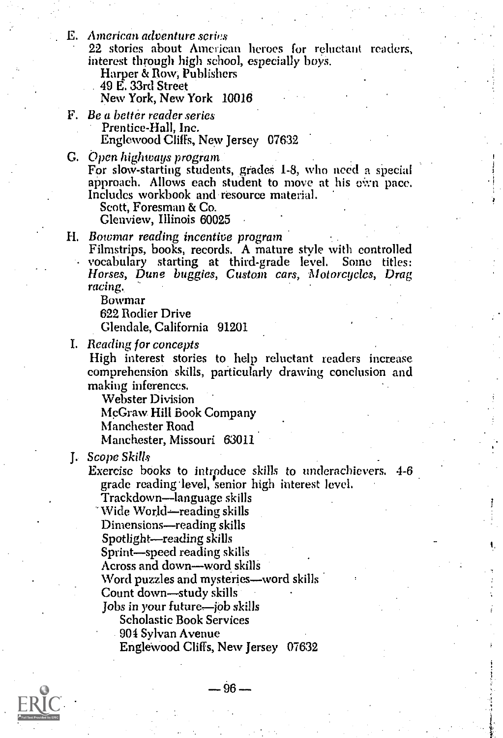E. *American adventure series*
   22 stories about American heroes for reluctant readers, interest through high school, especially boys.
   Harper & Row, Publishers
   49 E. 33rd Street
   New York, New York 10016

F. *Be a better reader series*
   Prentice-Hall, Inc.
   Englewood Cliffs, New Jersey 07632

G. *Open highways program*
   For slow-starting students, grades 1-8, who need a special approach. Allows each student to move at his own pace. Includes workbook and resource material.
   Scott, Foresman & Co.
   Glenview, Illinois 60025

H. *Bowmar reading incentive program*
   Filmstrips, books, records. A mature style with controlled vocabulary starting at third-grade level. Some titles: *Horses, Dune buggies, Custom cars, Motorcycles, Drag racing.*
   Bowmar
   622 Rodier Drive
   Glendale, California 91201

I. *Reading for concepts*
   High interest stories to help reluctant readers increase comprehension skills, particularly drawing conclusion and making inferences.
   Webster Division
   McGraw Hill Book Company
   Manchester Road
   Manchester, Missouri 63011

J. *Scope Skills*
   Exercise books to introduce skills to underachievers. 4-6 grade reading level, senior high interest level.
   Trackdown—language skills
   Wide World—reading skills
   Dimensions—reading skills
   Spotlight—reading skills
   Sprint—speed reading skills
   Across and down—word skills
   Word puzzles and mysteries—word skills
   Count down—study skills
   Jobs in your future—job skills
   Scholastic Book Services
   904 Sylvan Avenue
   Englewood Cliffs, New Jersey 07632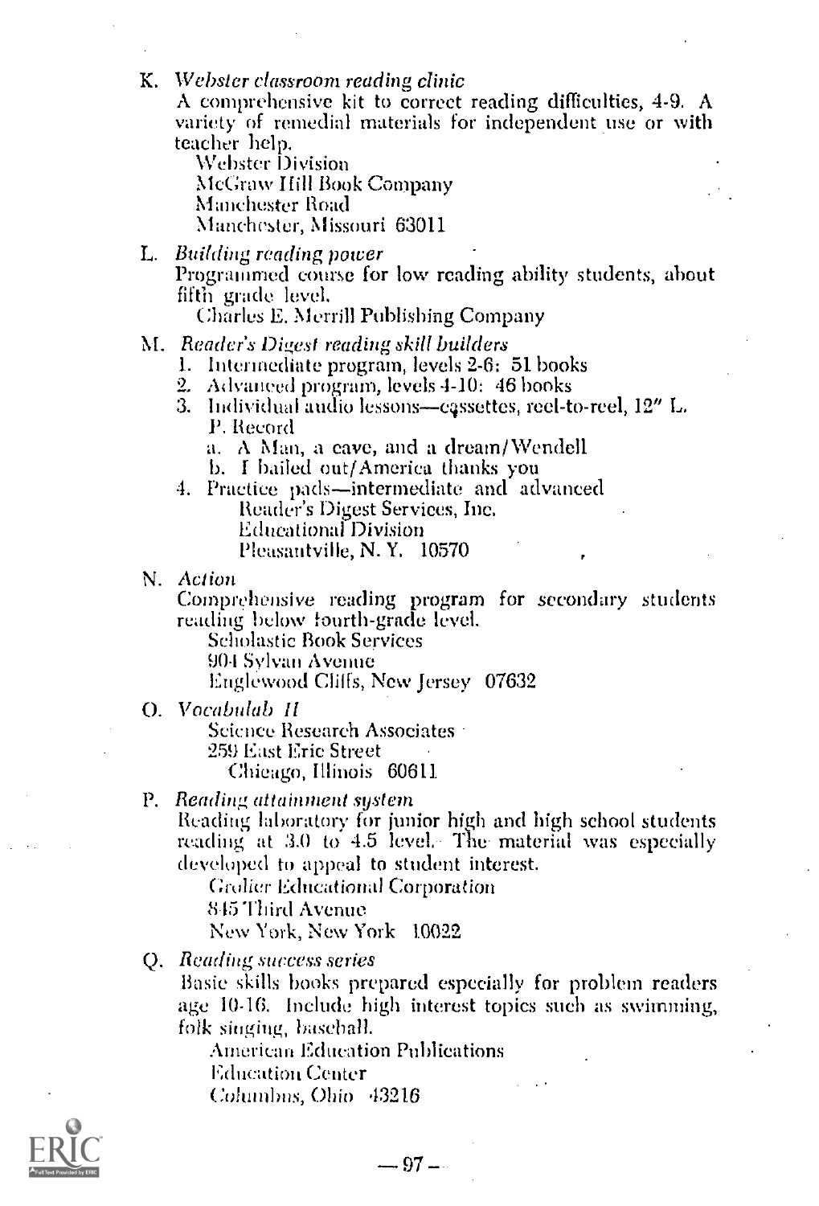K. *Webster classroom reading clinic*

A comprehensive kit to correct reading difficulties, 4-9. A variety of remedial materials for independent use or with teacher help.

Webster Division
McGraw Hill Book Company
Manchester Road
Manchester, Missouri 63011

L. *Building reading power*

Programmed course for low reading ability students, about fifth grade level.

Charles E. Merrill Publishing Company

M. *Reader's Digest reading skill builders*

1. Intermediate program, levels 2-6: 51 books
2. Advanced program, levels 4-10: 46 books
3. Individual audio lessons—cassettes, reel-to-reel, 12" L. P. Record
   a. A Man, a cave, and a dream/Wendell
   b. I bailed out/America thanks you
4. Practice pads—intermediate and advanced

   Reader's Digest Services, Inc.
   Educational Division
   Pleasantville, N. Y. 10570

N. *Action*

Comprehensive reading program for secondary students reading below fourth-grade level.

Scholastic Book Services
904 Sylvan Avenue
Englewood Cliffs, New Jersey 07632

O. *Vocabulab II*

Science Research Associates
259 East Erie Street
Chicago, Illinois 60611

P. *Reading attainment system*

Reading laboratory for junior high and high school students reading at 3.0 to 4.5 level. The material was especially developed to appeal to student interest.

Grolier Educational Corporation
845 Third Avenue
New York, New York 10022

Q. *Reading success series*

Basic skills books prepared especially for problem readers age 10-16. Include high interest topics such as swimming, folk singing, baseball.

American Education Publications
Education Center
Columbus, Ohio 43216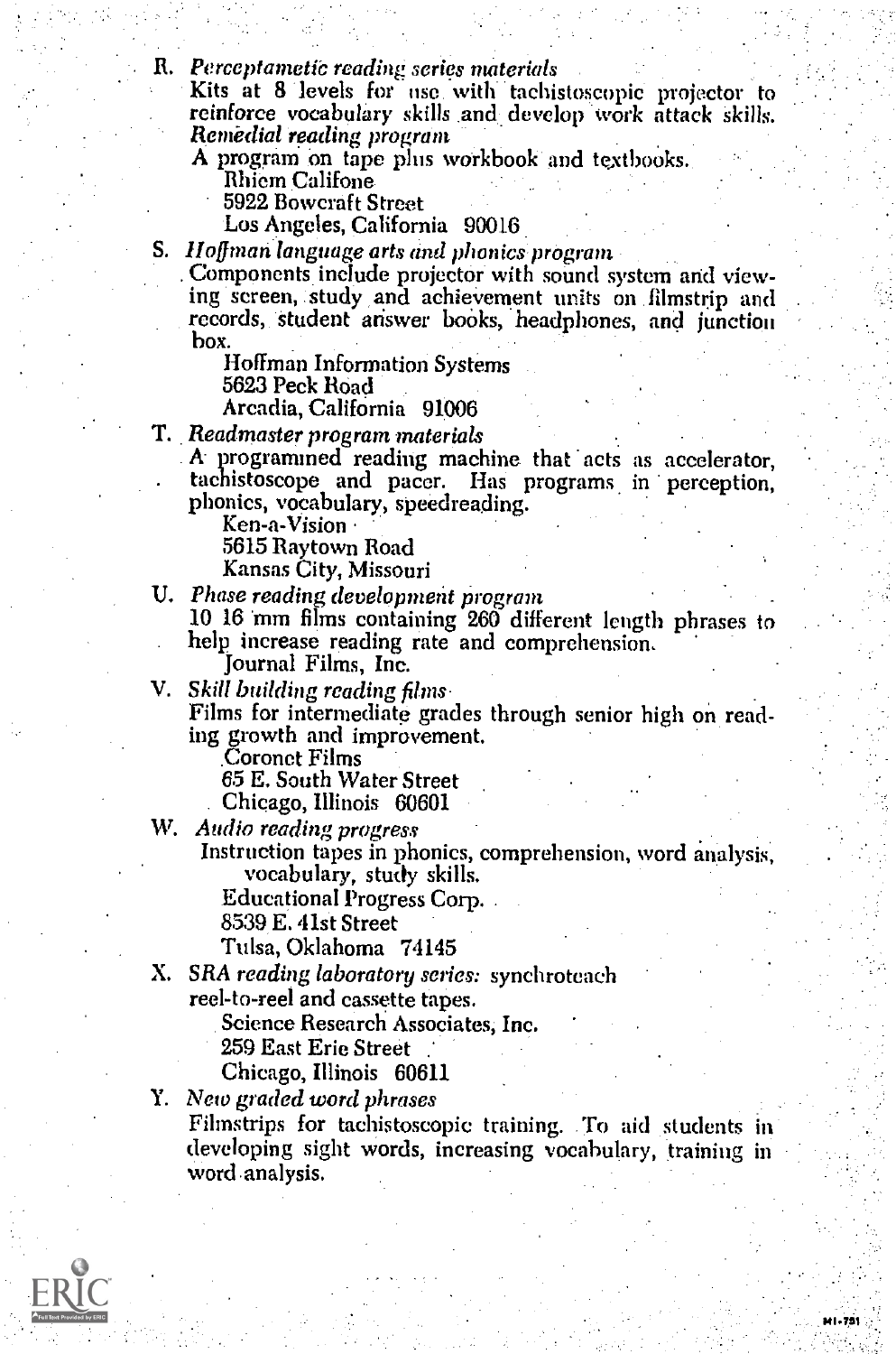R. *Perceptametic reading series materials*
   Kits at 8 levels for use with tachistoscopic projector to reinforce vocabulary skills and develop work attack skills.
   ***Remedial reading program***
   A program on tape plus workbook and textbooks.
      Rhiem Califone
      5922 Bowcraft Street
      Los Angeles, California 90016

S. *Hoffman language arts and phonics program*
   Components include projector with sound system and viewing screen, study and achievement units on filmstrip and records, student answer books, headphones, and junction box.
      Hoffman Information Systems
      5623 Peck Road
      Arcadia, California 91006

T. *Readmaster program materials*
   A programmed reading machine that acts as accelerator, tachistoscope and pacer. Has programs in perception, phonics, vocabulary, speedreading.
      Ken-a-Vision
      5615 Raytown Road
      Kansas City, Missouri

U. *Phase reading development program*
   10 16 mm films containing 260 different length phrases to help increase reading rate and comprehension.
      Journal Films, Inc.

V. *Skill building reading films*
   Films for intermediate grades through senior high on reading growth and improvement.
      Coronet Films
      65 E. South Water Street
      Chicago, Illinois 60601

W. *Audio reading progress*
   Instruction tapes in phonics, comprehension, word analysis, vocabulary, study skills.
      Educational Progress Corp.
      8539 E. 41st Street
      Tulsa, Oklahoma 74145

X. *SRA reading laboratory series:* synchroteach reel-to-reel and cassette tapes.
      Science Research Associates, Inc.
      259 East Erie Street
      Chicago, Illinois 60611

Y. *New graded word phrases*
   Filmstrips for tachistoscopic training. To aid students in developing sight words, increasing vocabulary, training in word analysis.